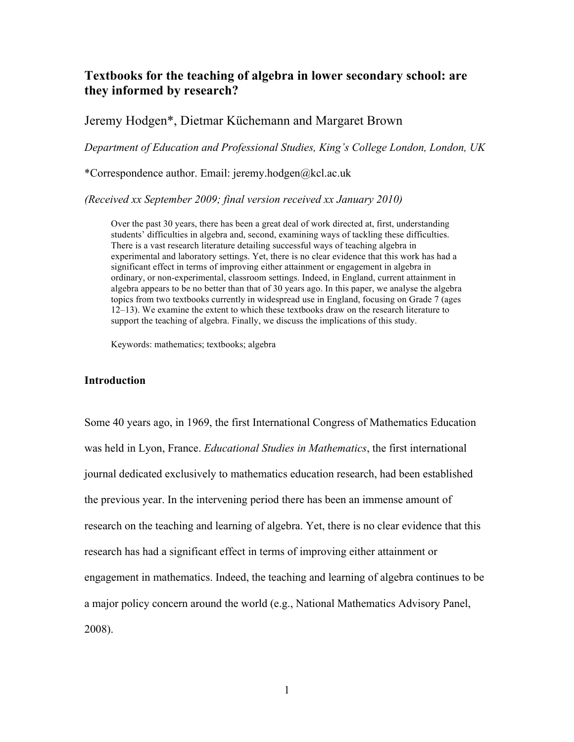# Textbooks for the teaching of algebra in lower secondary school: are they informed by research?

Jeremy Hodgen*, Dietmar Küchemann and Margaret Brown

*Department of Education and Professional Studies, King's College London, London, UK*

*Correspondence author. Email: jeremy.hodgen@kcl.ac.uk

*(Received xx September 2009; final version received xx January 2010)*

Over the past 30 years, there has been a great deal of work directed at, first, understanding students' difficulties in algebra and, second, examining ways of tackling these difficulties. There is a vast research literature detailing successful ways of teaching algebra in experimental and laboratory settings. Yet, there is no clear evidence that this work has had a significant effect in terms of improving either attainment or engagement in algebra in ordinary, or non-experimental, classroom settings. Indeed, in England, current attainment in algebra appears to be no better than that of 30 years ago. In this paper, we analyse the algebra topics from two textbooks currently in widespread use in England, focusing on Grade 7 (ages 12–13). We examine the extent to which these textbooks draw on the research literature to support the teaching of algebra. Finally, we discuss the implications of this study.

Keywords: mathematics; textbooks; algebra

## Introduction

Some 40 years ago, in 1969, the first International Congress of Mathematics Education was held in Lyon, France. *Educational Studies in Mathematics*, the first international journal dedicated exclusively to mathematics education research, had been established the previous year. In the intervening period there has been an immense amount of research on the teaching and learning of algebra. Yet, there is no clear evidence that this research has had a significant effect in terms of improving either attainment or engagement in mathematics. Indeed, the teaching and learning of algebra continues to be a major policy concern around the world (e.g., National Mathematics Advisory Panel, 2008).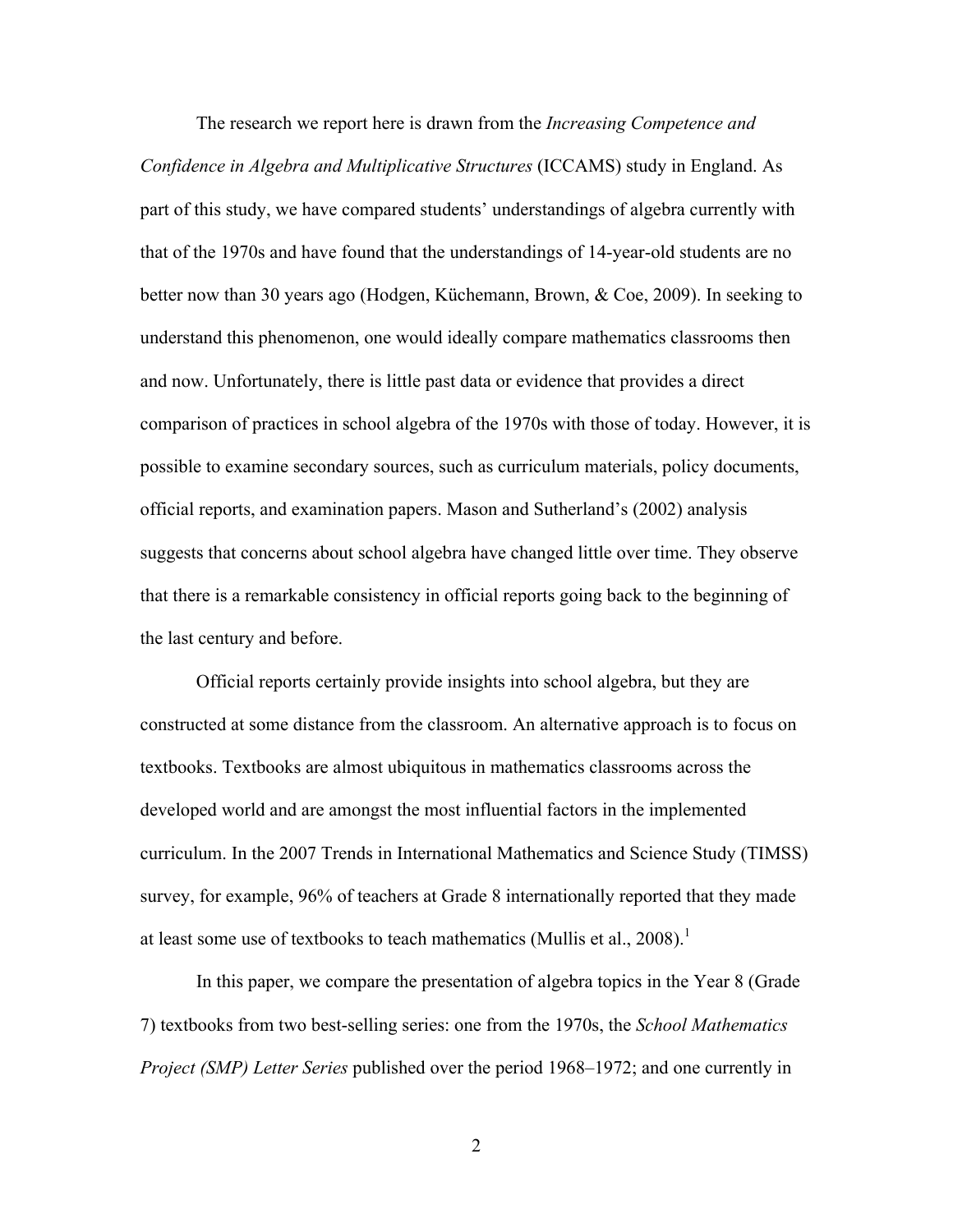The research we report here is drawn from the *Increasing Competence and Confidence in Algebra and Multiplicative Structures* (ICCAMS) study in England. As part of this study, we have compared students' understandings of algebra currently with that of the 1970s and have found that the understandings of 14-year-old students are no better now than 30 years ago (Hodgen, Küchemann, Brown, & Coe, 2009). In seeking to understand this phenomenon, one would ideally compare mathematics classrooms then and now. Unfortunately, there is little past data or evidence that provides a direct comparison of practices in school algebra of the 1970s with those of today. However, it is possible to examine secondary sources, such as curriculum materials, policy documents, official reports, and examination papers. Mason and Sutherland's (2002) analysis suggests that concerns about school algebra have changed little over time. They observe that there is a remarkable consistency in official reports going back to the beginning of the last century and before.

Official reports certainly provide insights into school algebra, but they are constructed at some distance from the classroom. An alternative approach is to focus on textbooks. Textbooks are almost ubiquitous in mathematics classrooms across the developed world and are amongst the most influential factors in the implemented curriculum. In the 2007 Trends in International Mathematics and Science Study (TIMSS) survey, for example, 96% of teachers at Grade 8 internationally reported that they made at least some use of textbooks to teach mathematics (Mullis et al., 2008).[1]

In this paper, we compare the presentation of algebra topics in the Year 8 (Grade 7) textbooks from two best-selling series: one from the 1970s, the *School Mathematics Project (SMP) Letter Series* published over the period 1968–1972; and one currently in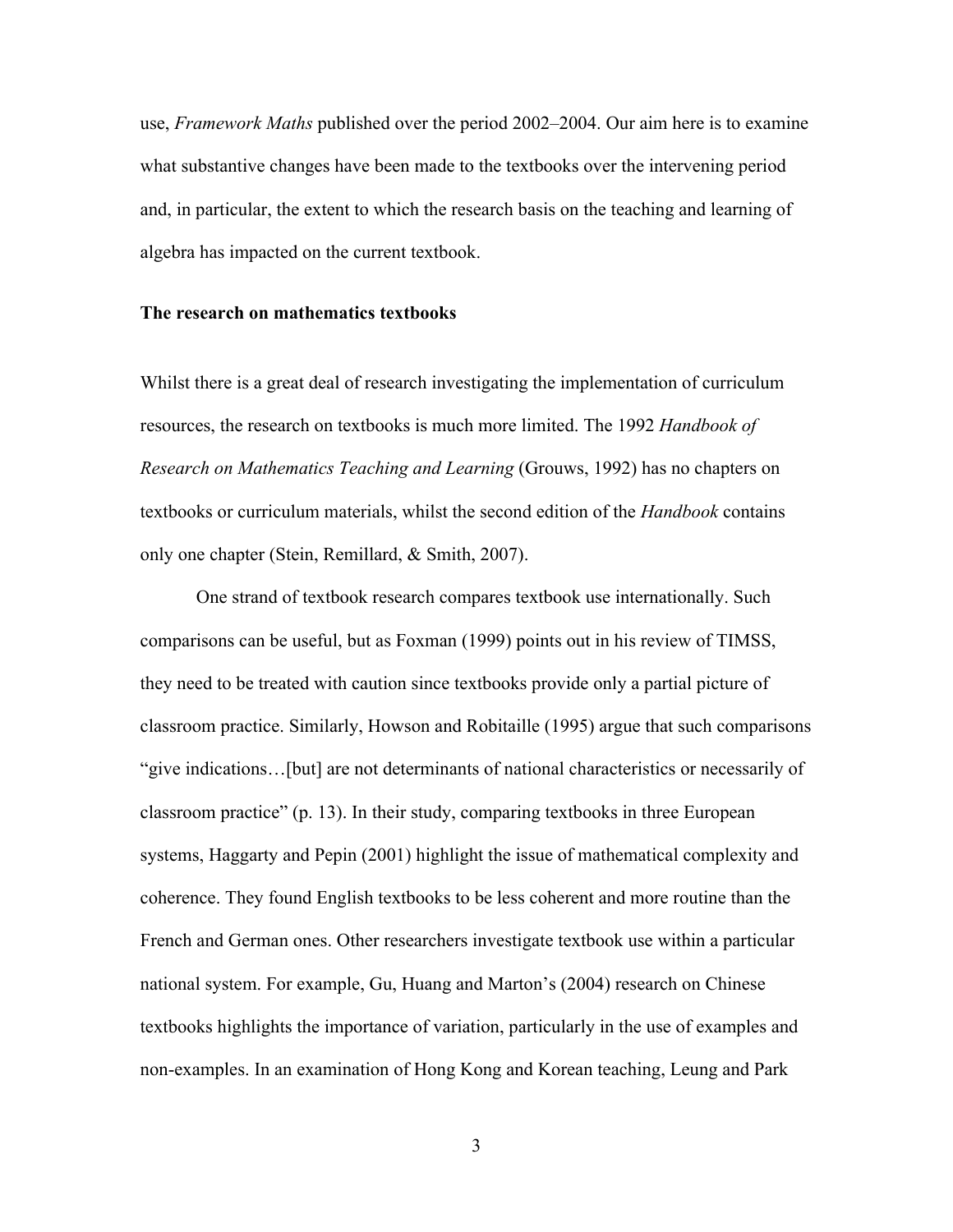use, *Framework Maths* published over the period 2002–2004. Our aim here is to examine what substantive changes have been made to the textbooks over the intervening period and, in particular, the extent to which the research basis on the teaching and learning of algebra has impacted on the current textbook.

## The research on mathematics textbooks

Whilst there is a great deal of research investigating the implementation of curriculum resources, the research on textbooks is much more limited. The 1992 *Handbook of Research on Mathematics Teaching and Learning* (Grouws, 1992) has no chapters on textbooks or curriculum materials, whilst the second edition of the *Handbook* contains only one chapter (Stein, Remillard, & Smith, 2007).

One strand of textbook research compares textbook use internationally. Such comparisons can be useful, but as Foxman (1999) points out in his review of TIMSS, they need to be treated with caution since textbooks provide only a partial picture of classroom practice. Similarly, Howson and Robitaille (1995) argue that such comparisons "give indications…[but] are not determinants of national characteristics or necessarily of classroom practice" (p. 13). In their study, comparing textbooks in three European systems, Haggarty and Pepin (2001) highlight the issue of mathematical complexity and coherence. They found English textbooks to be less coherent and more routine than the French and German ones. Other researchers investigate textbook use within a particular national system. For example, Gu, Huang and Marton's (2004) research on Chinese textbooks highlights the importance of variation, particularly in the use of examples and non-examples. In an examination of Hong Kong and Korean teaching, Leung and Park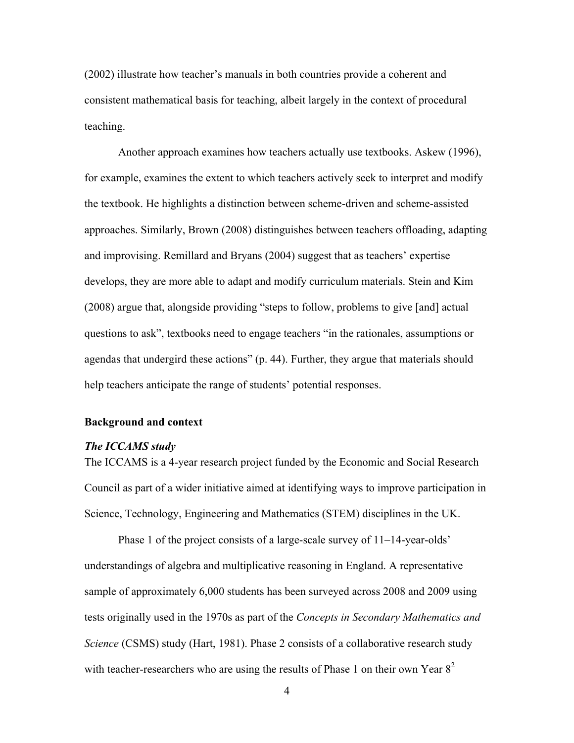(2002) illustrate how teacher's manuals in both countries provide a coherent and consistent mathematical basis for teaching, albeit largely in the context of procedural teaching.

Another approach examines how teachers actually use textbooks. Askew (1996), for example, examines the extent to which teachers actively seek to interpret and modify the textbook. He highlights a distinction between scheme-driven and scheme-assisted approaches. Similarly, Brown (2008) distinguishes between teachers offloading, adapting and improvising. Remillard and Bryans (2004) suggest that as teachers' expertise develops, they are more able to adapt and modify curriculum materials. Stein and Kim (2008) argue that, alongside providing "steps to follow, problems to give [and] actual questions to ask", textbooks need to engage teachers "in the rationales, assumptions or agendas that undergird these actions" (p. 44). Further, they argue that materials should help teachers anticipate the range of students' potential responses.

## Background and context

### *The ICCAMS study*

The ICCAMS is a 4-year research project funded by the Economic and Social Research Council as part of a wider initiative aimed at identifying ways to improve participation in Science, Technology, Engineering and Mathematics (STEM) disciplines in the UK.

Phase 1 of the project consists of a large-scale survey of 11–14-year-olds' understandings of algebra and multiplicative reasoning in England. A representative sample of approximately 6,000 students has been surveyed across 2008 and 2009 using tests originally used in the 1970s as part of the *Concepts in Secondary Mathematics and Science* (CSMS) study (Hart, 1981). Phase 2 consists of a collaborative research study with teacher-researchers who are using the results of Phase 1 on their own Year 8[2]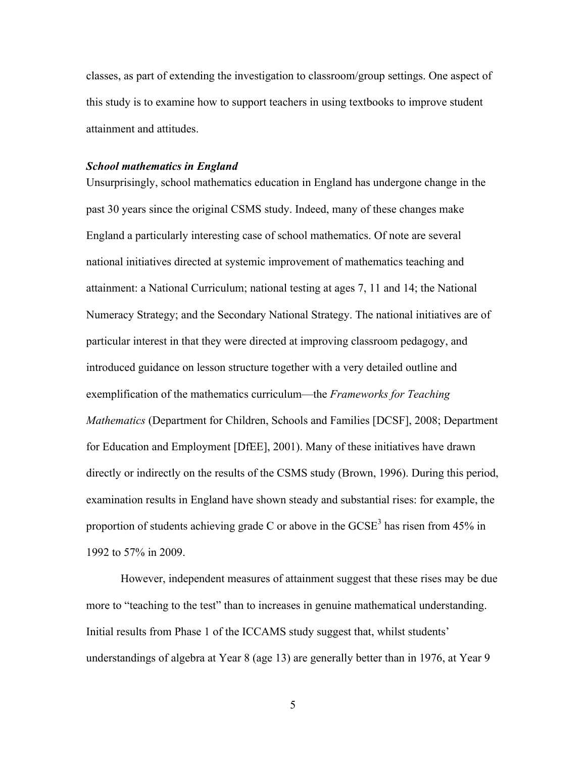classes, as part of extending the investigation to classroom/group settings. One aspect of this study is to examine how to support teachers in using textbooks to improve student attainment and attitudes.

### *School mathematics in England*

Unsurprisingly, school mathematics education in England has undergone change in the past 30 years since the original CSMS study. Indeed, many of these changes make England a particularly interesting case of school mathematics. Of note are several national initiatives directed at systemic improvement of mathematics teaching and attainment: a National Curriculum; national testing at ages 7, 11 and 14; the National Numeracy Strategy; and the Secondary National Strategy. The national initiatives are of particular interest in that they were directed at improving classroom pedagogy, and introduced guidance on lesson structure together with a very detailed outline and exemplification of the mathematics curriculum—the *Frameworks for Teaching Mathematics* (Department for Children, Schools and Families [DCSF], 2008; Department for Education and Employment [DfEE], 2001). Many of these initiatives have drawn directly or indirectly on the results of the CSMS study (Brown, 1996). During this period, examination results in England have shown steady and substantial rises: for example, the proportion of students achieving grade C or above in the GCSE[3] has risen from 45% in 1992 to 57% in 2009.

However, independent measures of attainment suggest that these rises may be due more to "teaching to the test" than to increases in genuine mathematical understanding. Initial results from Phase 1 of the ICCAMS study suggest that, whilst students' understandings of algebra at Year 8 (age 13) are generally better than in 1976, at Year 9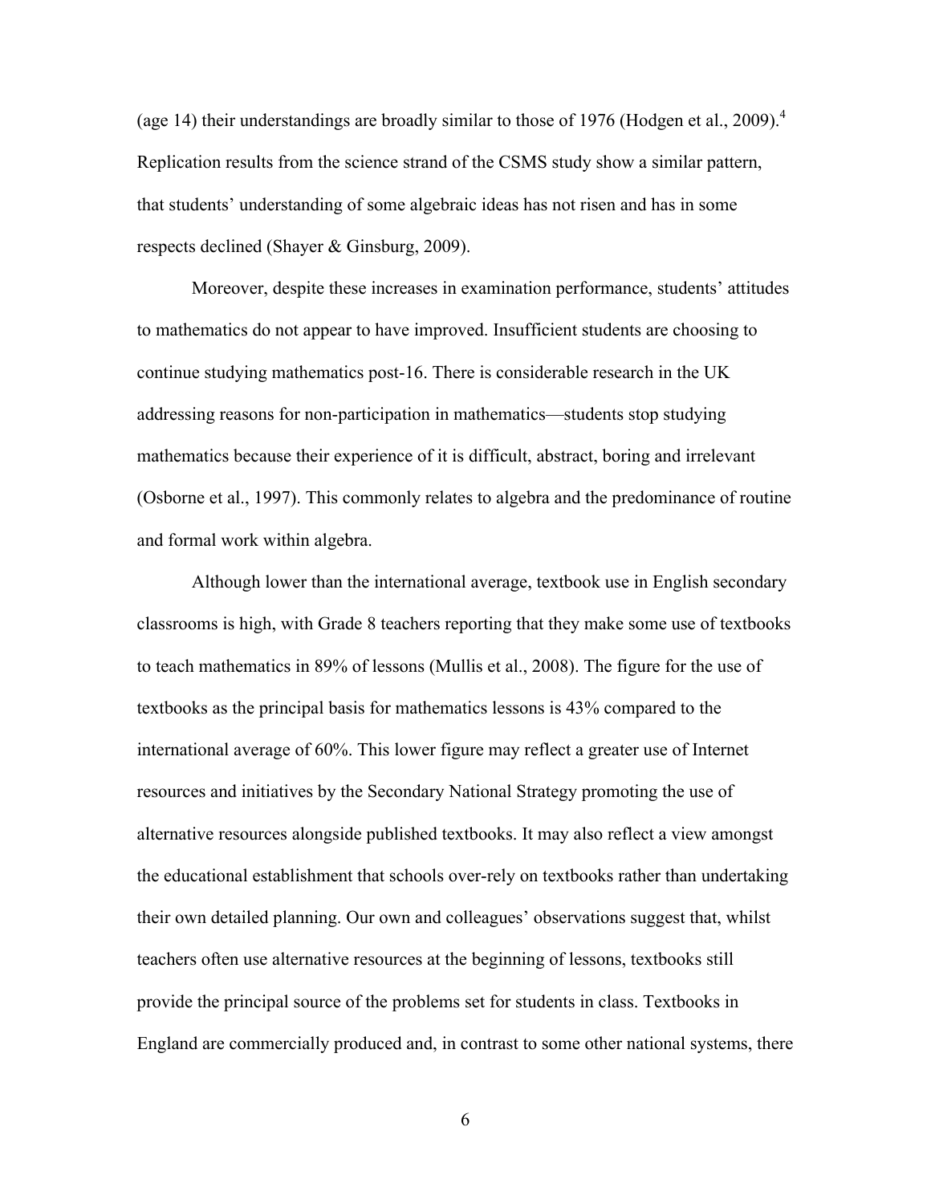(age 14) their understandings are broadly similar to those of 1976 (Hodgen et al., 2009).[4] Replication results from the science strand of the CSMS study show a similar pattern, that students' understanding of some algebraic ideas has not risen and has in some respects declined (Shayer & Ginsburg, 2009).

Moreover, despite these increases in examination performance, students' attitudes to mathematics do not appear to have improved. Insufficient students are choosing to continue studying mathematics post-16. There is considerable research in the UK addressing reasons for non-participation in mathematics—students stop studying mathematics because their experience of it is difficult, abstract, boring and irrelevant (Osborne et al., 1997). This commonly relates to algebra and the predominance of routine and formal work within algebra.

Although lower than the international average, textbook use in English secondary classrooms is high, with Grade 8 teachers reporting that they make some use of textbooks to teach mathematics in 89% of lessons (Mullis et al., 2008). The figure for the use of textbooks as the principal basis for mathematics lessons is 43% compared to the international average of 60%. This lower figure may reflect a greater use of Internet resources and initiatives by the Secondary National Strategy promoting the use of alternative resources alongside published textbooks. It may also reflect a view amongst the educational establishment that schools over-rely on textbooks rather than undertaking their own detailed planning. Our own and colleagues' observations suggest that, whilst teachers often use alternative resources at the beginning of lessons, textbooks still provide the principal source of the problems set for students in class. Textbooks in England are commercially produced and, in contrast to some other national systems, there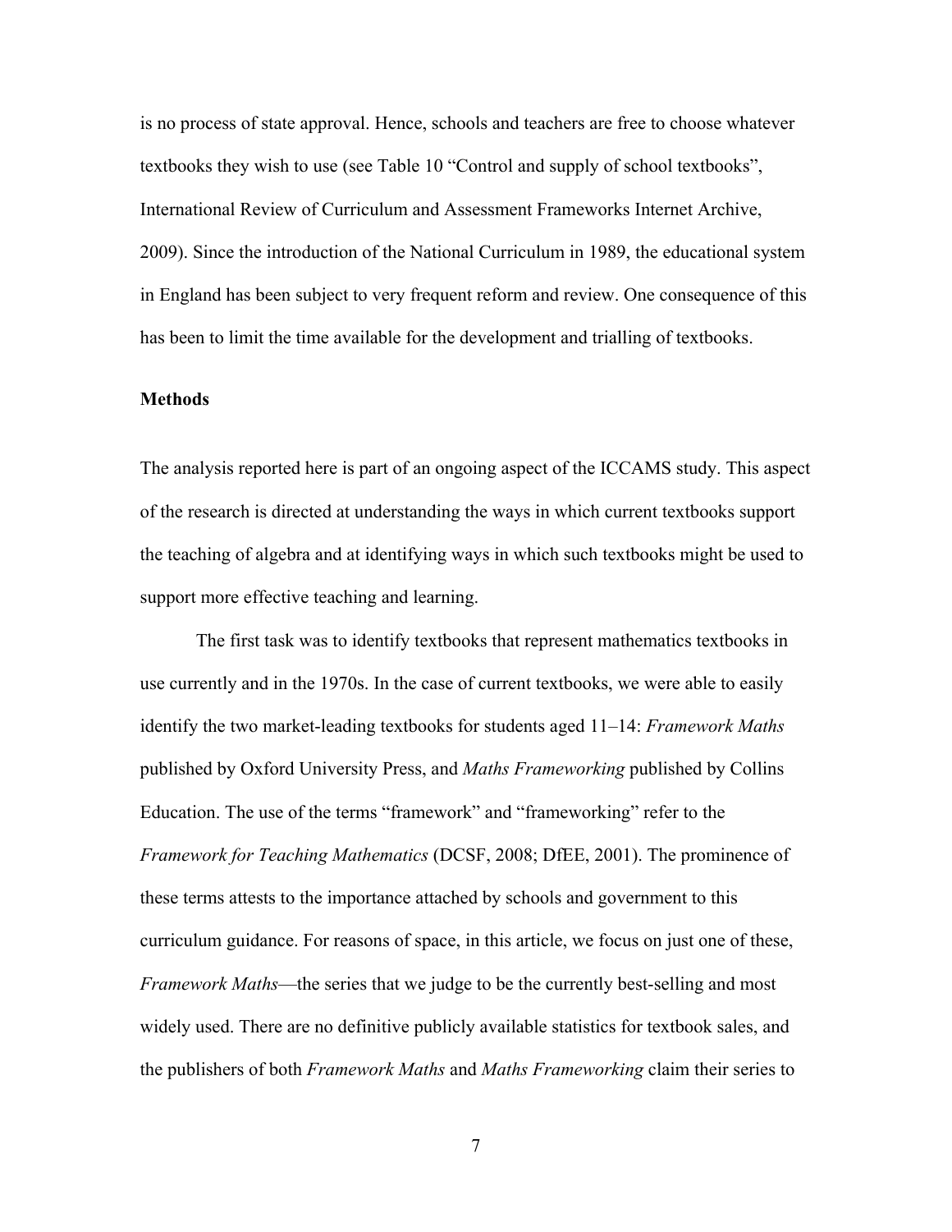is no process of state approval. Hence, schools and teachers are free to choose whatever textbooks they wish to use (see Table 10 "Control and supply of school textbooks", International Review of Curriculum and Assessment Frameworks Internet Archive, 2009). Since the introduction of the National Curriculum in 1989, the educational system in England has been subject to very frequent reform and review. One consequence of this has been to limit the time available for the development and trialling of textbooks.

## Methods

The analysis reported here is part of an ongoing aspect of the ICCAMS study. This aspect of the research is directed at understanding the ways in which current textbooks support the teaching of algebra and at identifying ways in which such textbooks might be used to support more effective teaching and learning.

The first task was to identify textbooks that represent mathematics textbooks in use currently and in the 1970s. In the case of current textbooks, we were able to easily identify the two market-leading textbooks for students aged 11–14: *Framework Maths* published by Oxford University Press, and *Maths Frameworking* published by Collins Education. The use of the terms "framework" and "frameworking" refer to the *Framework for Teaching Mathematics* (DCSF, 2008; DfEE, 2001). The prominence of these terms attests to the importance attached by schools and government to this curriculum guidance. For reasons of space, in this article, we focus on just one of these, *Framework Maths*—the series that we judge to be the currently best-selling and most widely used. There are no definitive publicly available statistics for textbook sales, and the publishers of both *Framework Maths* and *Maths Frameworking* claim their series to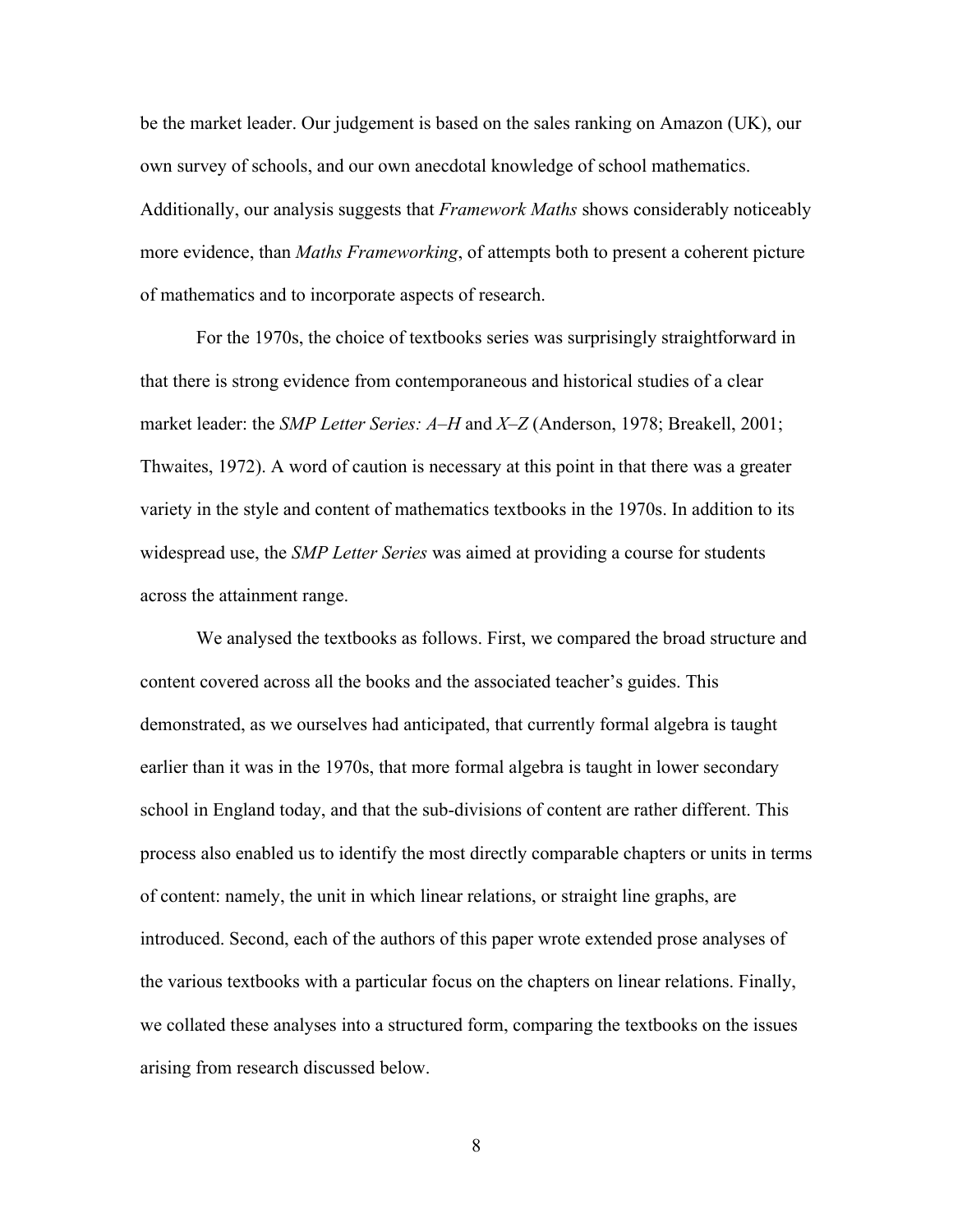be the market leader. Our judgement is based on the sales ranking on Amazon (UK), our own survey of schools, and our own anecdotal knowledge of school mathematics. Additionally, our analysis suggests that *Framework Maths* shows considerably noticeably more evidence, than *Maths Frameworking*, of attempts both to present a coherent picture of mathematics and to incorporate aspects of research.

For the 1970s, the choice of textbooks series was surprisingly straightforward in that there is strong evidence from contemporaneous and historical studies of a clear market leader: the *SMP Letter Series: A–H* and *X–Z* (Anderson, 1978; Breakell, 2001; Thwaites, 1972). A word of caution is necessary at this point in that there was a greater variety in the style and content of mathematics textbooks in the 1970s. In addition to its widespread use, the *SMP Letter Series* was aimed at providing a course for students across the attainment range.

We analysed the textbooks as follows. First, we compared the broad structure and content covered across all the books and the associated teacher's guides. This demonstrated, as we ourselves had anticipated, that currently formal algebra is taught earlier than it was in the 1970s, that more formal algebra is taught in lower secondary school in England today, and that the sub-divisions of content are rather different. This process also enabled us to identify the most directly comparable chapters or units in terms of content: namely, the unit in which linear relations, or straight line graphs, are introduced. Second, each of the authors of this paper wrote extended prose analyses of the various textbooks with a particular focus on the chapters on linear relations. Finally, we collated these analyses into a structured form, comparing the textbooks on the issues arising from research discussed below.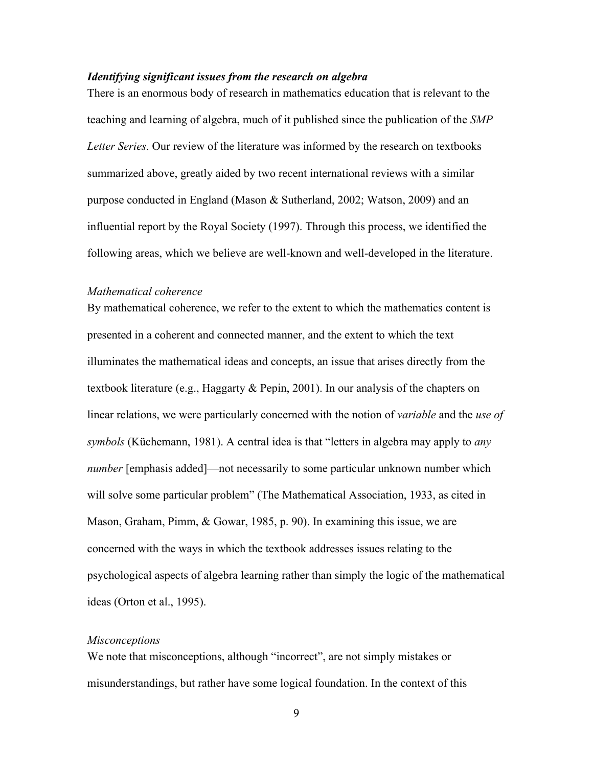### ***Identifying significant issues from the research on algebra***

There is an enormous body of research in mathematics education that is relevant to the teaching and learning of algebra, much of it published since the publication of the *SMP Letter Series*. Our review of the literature was informed by the research on textbooks summarized above, greatly aided by two recent international reviews with a similar purpose conducted in England (Mason & Sutherland, 2002; Watson, 2009) and an influential report by the Royal Society (1997). Through this process, we identified the following areas, which we believe are well-known and well-developed in the literature.

#### *Mathematical coherence*

By mathematical coherence, we refer to the extent to which the mathematics content is presented in a coherent and connected manner, and the extent to which the text illuminates the mathematical ideas and concepts, an issue that arises directly from the textbook literature (e.g., Haggarty & Pepin, 2001). In our analysis of the chapters on linear relations, we were particularly concerned with the notion of *variable* and the *use of symbols* (Küchemann, 1981). A central idea is that "letters in algebra may apply to *any number* [emphasis added]—not necessarily to some particular unknown number which will solve some particular problem" (The Mathematical Association, 1933, as cited in Mason, Graham, Pimm, & Gowar, 1985, p. 90). In examining this issue, we are concerned with the ways in which the textbook addresses issues relating to the psychological aspects of algebra learning rather than simply the logic of the mathematical ideas (Orton et al., 1995).

#### *Misconceptions*

We note that misconceptions, although "incorrect", are not simply mistakes or misunderstandings, but rather have some logical foundation. In the context of this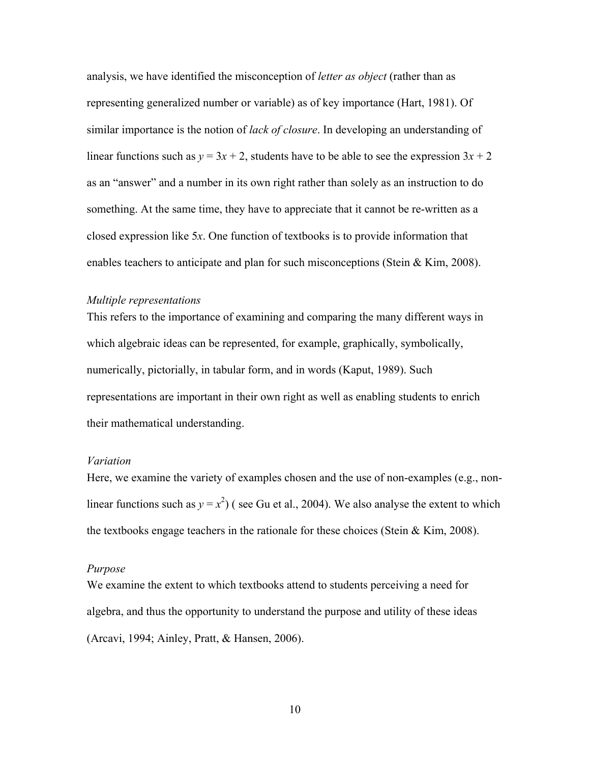analysis, we have identified the misconception of *letter as object* (rather than as representing generalized number or variable) as of key importance (Hart, 1981). Of similar importance is the notion of *lack of closure*. In developing an understanding of linear functions such as $y = 3x + 2$, students have to be able to see the expression $3x + 2$ as an "answer" and a number in its own right rather than solely as an instruction to do something. At the same time, they have to appreciate that it cannot be re-written as a closed expression like $5x$. One function of textbooks is to provide information that enables teachers to anticipate and plan for such misconceptions (Stein & Kim, 2008).

*Multiple representations*

This refers to the importance of examining and comparing the many different ways in which algebraic ideas can be represented, for example, graphically, symbolically, numerically, pictorially, in tabular form, and in words (Kaput, 1989). Such representations are important in their own right as well as enabling students to enrich their mathematical understanding.

*Variation*

Here, we examine the variety of examples chosen and the use of non-examples (e.g., non-linear functions such as $y = x^2$) ( see Gu et al., 2004). We also analyse the extent to which the textbooks engage teachers in the rationale for these choices (Stein & Kim, 2008).

*Purpose*

We examine the extent to which textbooks attend to students perceiving a need for algebra, and thus the opportunity to understand the purpose and utility of these ideas (Arcavi, 1994; Ainley, Pratt, & Hansen, 2006).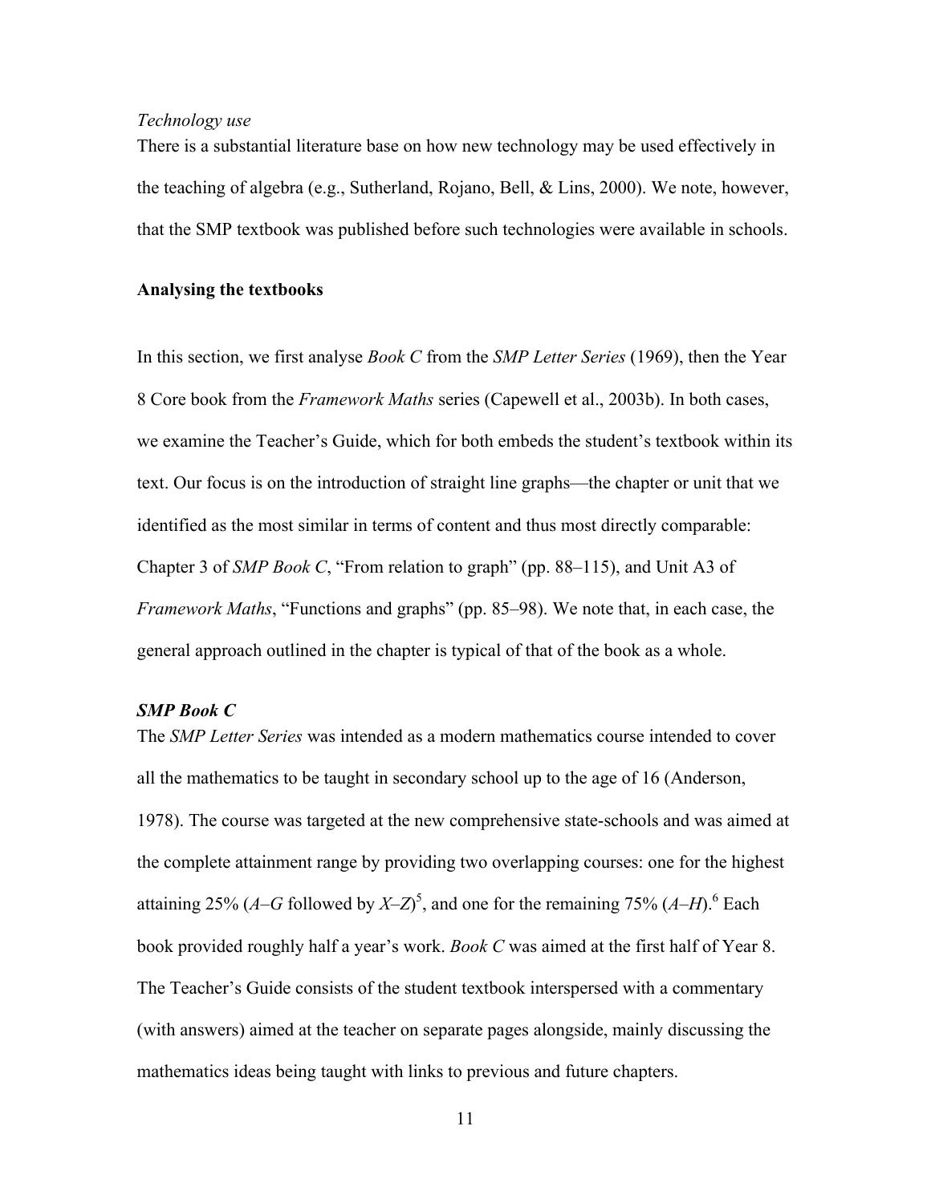*Technology use*

There is a substantial literature base on how new technology may be used effectively in the teaching of algebra (e.g., Sutherland, Rojano, Bell, & Lins, 2000). We note, however, that the SMP textbook was published before such technologies were available in schools.

## Analysing the textbooks

In this section, we first analyse *Book C* from the *SMP Letter Series* (1969), then the Year 8 Core book from the *Framework Maths* series (Capewell et al., 2003b). In both cases, we examine the Teacher's Guide, which for both embeds the student's textbook within its text. Our focus is on the introduction of straight line graphs—the chapter or unit that we identified as the most similar in terms of content and thus most directly comparable: Chapter 3 of *SMP Book C*, "From relation to graph" (pp. 88–115), and Unit A3 of *Framework Maths*, "Functions and graphs" (pp. 85–98). We note that, in each case, the general approach outlined in the chapter is typical of that of the book as a whole.

### *SMP Book C*

The *SMP Letter Series* was intended as a modern mathematics course intended to cover all the mathematics to be taught in secondary school up to the age of 16 (Anderson, 1978). The course was targeted at the new comprehensive state-schools and was aimed at the complete attainment range by providing two overlapping courses: one for the highest attaining 25% (*A*–*G* followed by *X*–*Z*)[5], and one for the remaining 75% (*A*–*H*).[6] Each book provided roughly half a year's work. *Book C* was aimed at the first half of Year 8. The Teacher's Guide consists of the student textbook interspersed with a commentary (with answers) aimed at the teacher on separate pages alongside, mainly discussing the mathematics ideas being taught with links to previous and future chapters.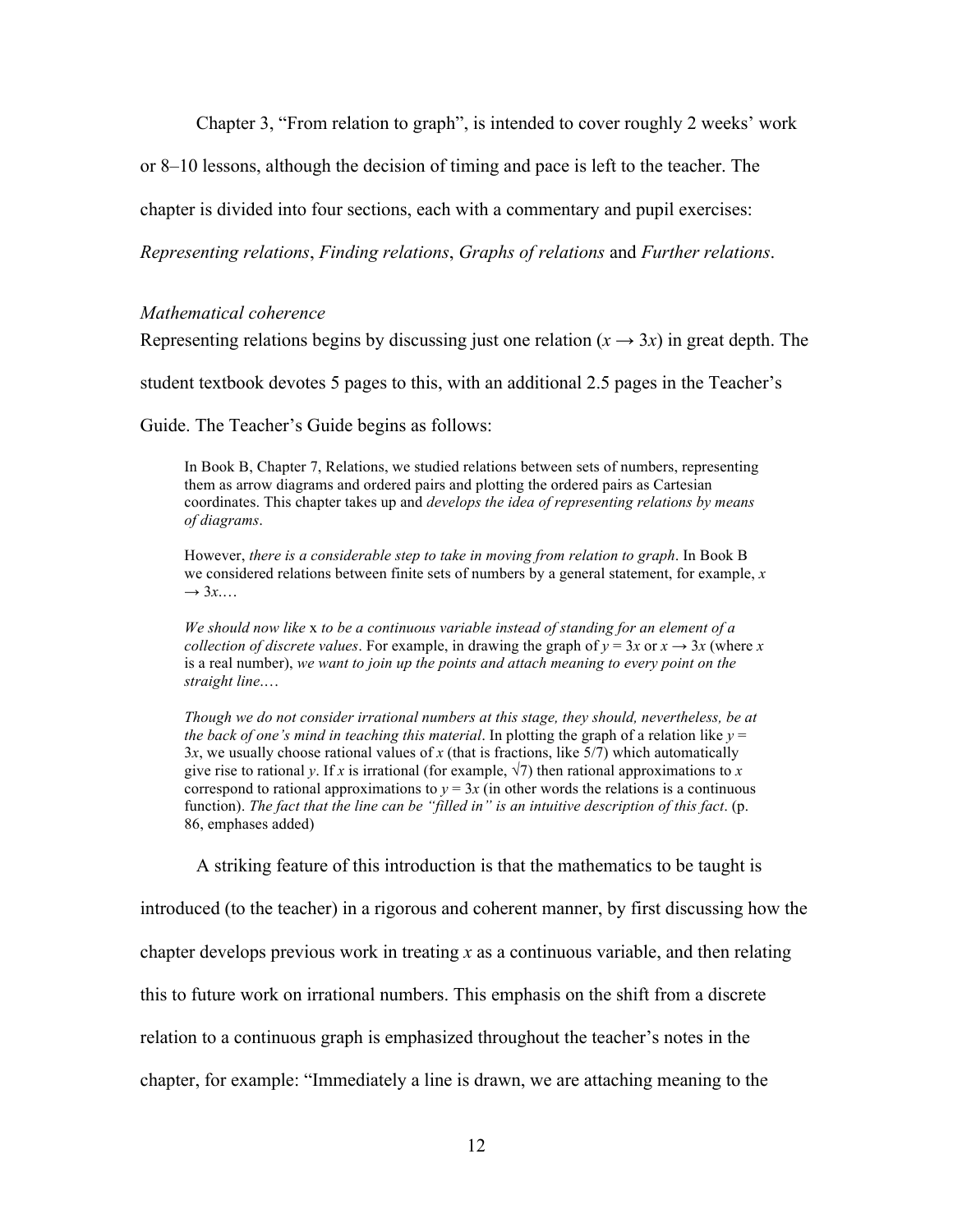Chapter 3, "From relation to graph", is intended to cover roughly 2 weeks' work or 8–10 lessons, although the decision of timing and pace is left to the teacher. The chapter is divided into four sections, each with a commentary and pupil exercises: *Representing relations*, *Finding relations*, *Graphs of relations* and *Further relations*.

*Mathematical coherence*

Representing relations begins by discussing just one relation ($x \rightarrow 3x$) in great depth. The student textbook devotes 5 pages to this, with an additional 2.5 pages in the Teacher's Guide. The Teacher's Guide begins as follows:

> In Book B, Chapter 7, Relations, we studied relations between sets of numbers, representing them as arrow diagrams and ordered pairs and plotting the ordered pairs as Cartesian coordinates. This chapter takes up and *develops the idea of representing relations by means of diagrams*.
>
> However, *there is a considerable step to take in moving from relation to graph*. In Book B we considered relations between finite sets of numbers by a general statement, for example, $x \rightarrow 3x$.…
>
> *We should now like* x *to be a continuous variable instead of standing for an element of a collection of discrete values*. For example, in drawing the graph of $y = 3x$ or $x \rightarrow 3x$ (where $x$ is a real number), *we want to join up the points and attach meaning to every point on the straight line*.…
>
> *Though we do not consider irrational numbers at this stage, they should, nevertheless, be at the back of one's mind in teaching this material*. In plotting the graph of a relation like $y = 3x$, we usually choose rational values of $x$ (that is fractions, like 5/7) which automatically give rise to rational $y$. If $x$ is irrational (for example, $\sqrt{7}$) then rational approximations to $x$ correspond to rational approximations to $y = 3x$ (in other words the relations is a continuous function). *The fact that the line can be "filled in" is an intuitive description of this fact*. (p. 86, emphases added)

A striking feature of this introduction is that the mathematics to be taught is introduced (to the teacher) in a rigorous and coherent manner, by first discussing how the chapter develops previous work in treating $x$ as a continuous variable, and then relating this to future work on irrational numbers. This emphasis on the shift from a discrete relation to a continuous graph is emphasized throughout the teacher's notes in the chapter, for example: "Immediately a line is drawn, we are attaching meaning to the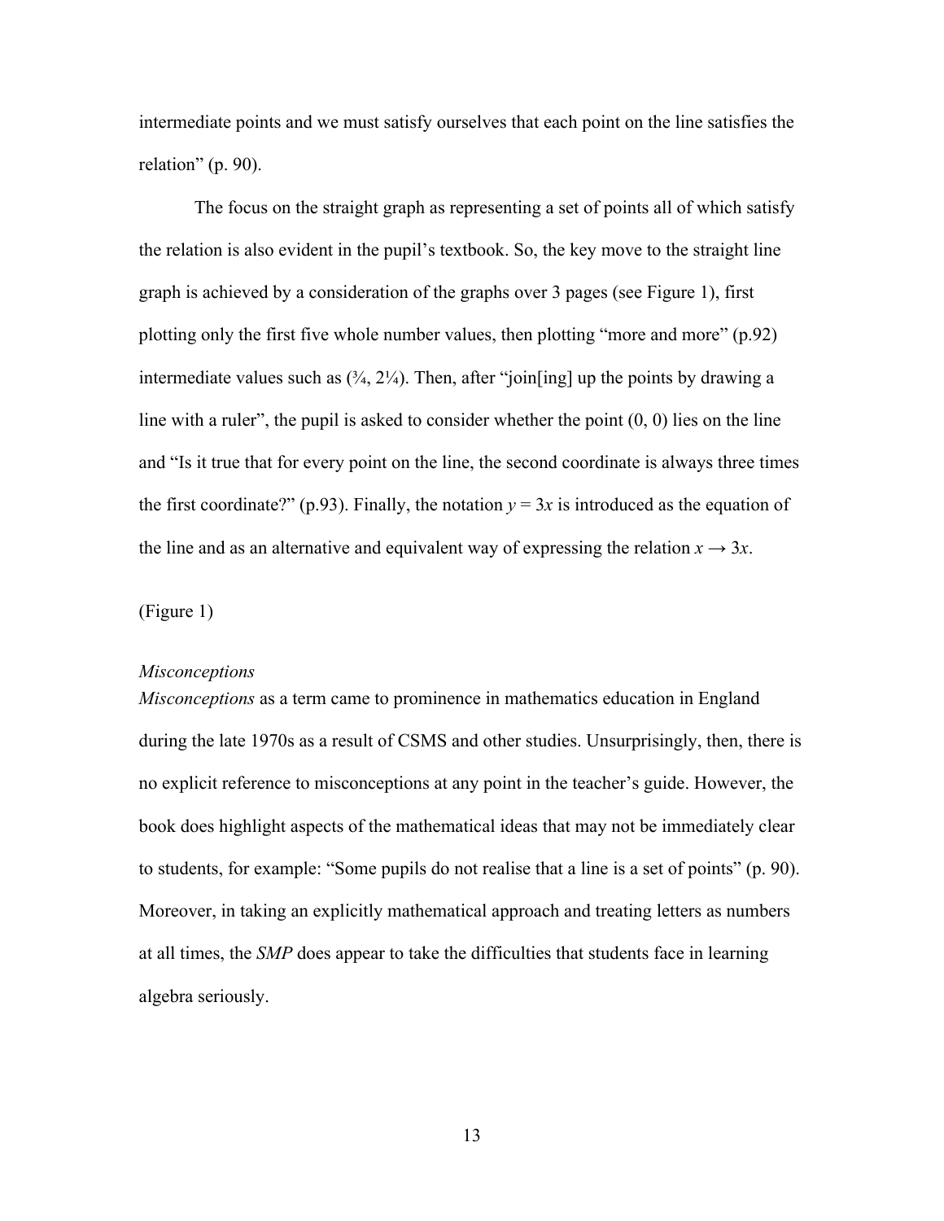intermediate points and we must satisfy ourselves that each point on the line satisfies the relation" (p. 90).

The focus on the straight graph as representing a set of points all of which satisfy the relation is also evident in the pupil's textbook. So, the key move to the straight line graph is achieved by a consideration of the graphs over 3 pages (see Figure 1), first plotting only the first five whole number values, then plotting "more and more" (p.92) intermediate values such as (¾, 2¼). Then, after "join[ing] up the points by drawing a line with a ruler", the pupil is asked to consider whether the point (0, 0) lies on the line and "Is it true that for every point on the line, the second coordinate is always three times the first coordinate?" (p.93). Finally, the notation $y = 3x$ is introduced as the equation of the line and as an alternative and equivalent way of expressing the relation $x \rightarrow 3x$.

(Figure 1)

*Misconceptions*

*Misconceptions* as a term came to prominence in mathematics education in England during the late 1970s as a result of CSMS and other studies. Unsurprisingly, then, there is no explicit reference to misconceptions at any point in the teacher's guide. However, the book does highlight aspects of the mathematical ideas that may not be immediately clear to students, for example: "Some pupils do not realise that a line is a set of points" (p. 90). Moreover, in taking an explicitly mathematical approach and treating letters as numbers at all times, the *SMP* does appear to take the difficulties that students face in learning algebra seriously.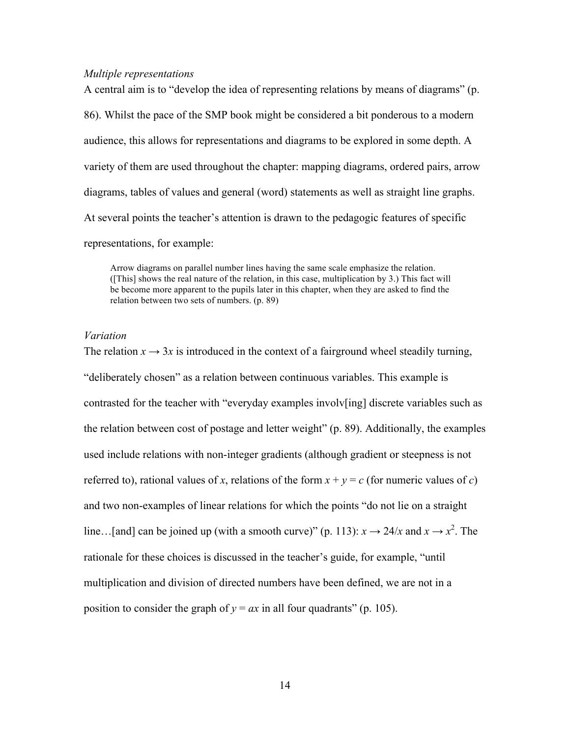*Multiple representations*

A central aim is to "develop the idea of representing relations by means of diagrams" (p. 86). Whilst the pace of the SMP book might be considered a bit ponderous to a modern audience, this allows for representations and diagrams to be explored in some depth. A variety of them are used throughout the chapter: mapping diagrams, ordered pairs, arrow diagrams, tables of values and general (word) statements as well as straight line graphs. At several points the teacher's attention is drawn to the pedagogic features of specific representations, for example:

> Arrow diagrams on parallel number lines having the same scale emphasize the relation. ([This] shows the real nature of the relation, in this case, multiplication by 3.) This fact will be become more apparent to the pupils later in this chapter, when they are asked to find the relation between two sets of numbers. (p. 89)

*Variation*

The relation $x \rightarrow 3x$ is introduced in the context of a fairground wheel steadily turning, "deliberately chosen" as a relation between continuous variables. This example is contrasted for the teacher with "everyday examples involv[ing] discrete variables such as the relation between cost of postage and letter weight" (p. 89). Additionally, the examples used include relations with non-integer gradients (although gradient or steepness is not referred to), rational values of $x$, relations of the form $x + y = c$ (for numeric values of $c$) and two non-examples of linear relations for which the points "do not lie on a straight line…[and] can be joined up (with a smooth curve)" (p. 113): $x \rightarrow 24/x$ and $x \rightarrow x^2$. The rationale for these choices is discussed in the teacher's guide, for example, "until multiplication and division of directed numbers have been defined, we are not in a position to consider the graph of $y = ax$ in all four quadrants" (p. 105).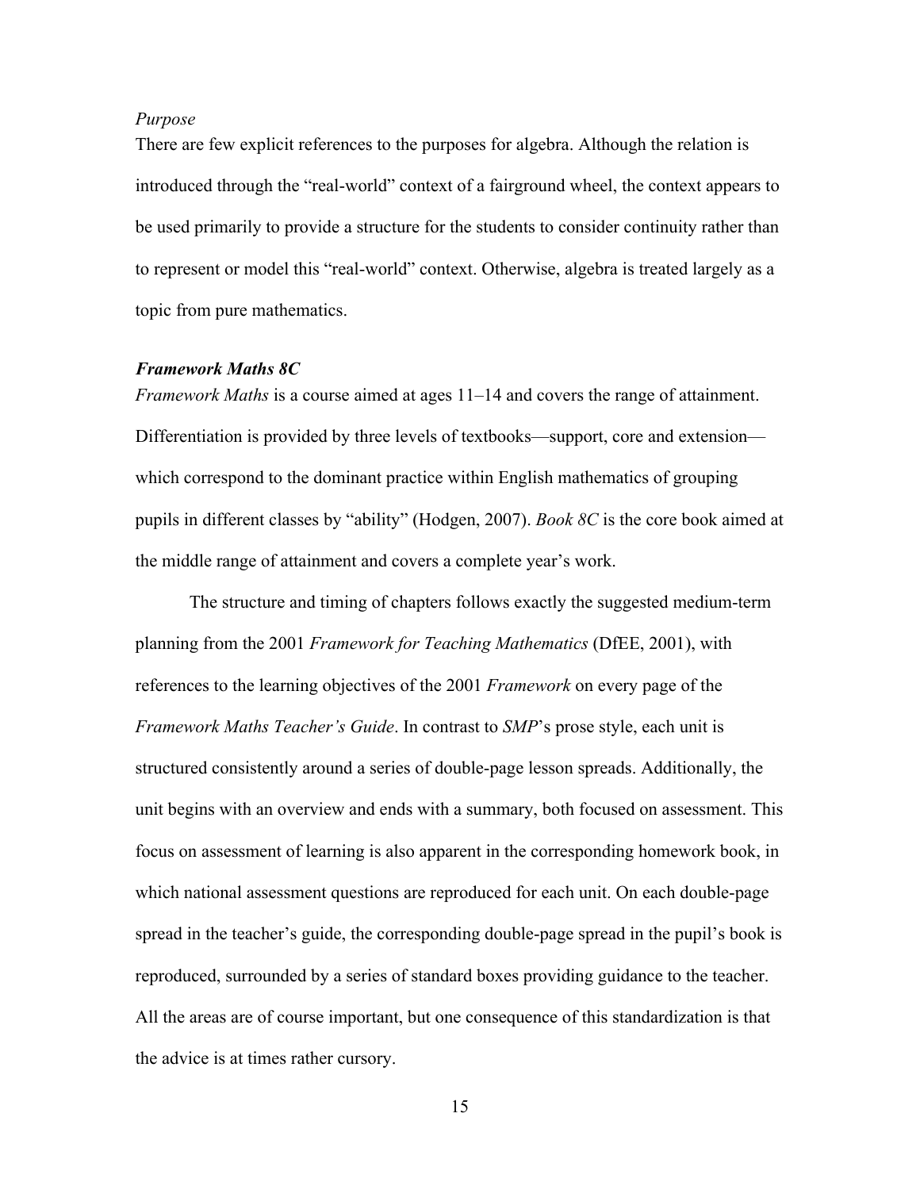*Purpose*

There are few explicit references to the purposes for algebra. Although the relation is introduced through the "real-world" context of a fairground wheel, the context appears to be used primarily to provide a structure for the students to consider continuity rather than to represent or model this "real-world" context. Otherwise, algebra is treated largely as a topic from pure mathematics.

### ***Framework Maths 8C***

*Framework Maths* is a course aimed at ages 11–14 and covers the range of attainment. Differentiation is provided by three levels of textbooks—support, core and extension—which correspond to the dominant practice within English mathematics of grouping pupils in different classes by "ability" (Hodgen, 2007). *Book 8C* is the core book aimed at the middle range of attainment and covers a complete year's work.

The structure and timing of chapters follows exactly the suggested medium-term planning from the 2001 *Framework for Teaching Mathematics* (DfEE, 2001), with references to the learning objectives of the 2001 *Framework* on every page of the *Framework Maths Teacher's Guide*. In contrast to *SMP*'s prose style, each unit is structured consistently around a series of double-page lesson spreads. Additionally, the unit begins with an overview and ends with a summary, both focused on assessment. This focus on assessment of learning is also apparent in the corresponding homework book, in which national assessment questions are reproduced for each unit. On each double-page spread in the teacher's guide, the corresponding double-page spread in the pupil's book is reproduced, surrounded by a series of standard boxes providing guidance to the teacher. All the areas are of course important, but one consequence of this standardization is that the advice is at times rather cursory.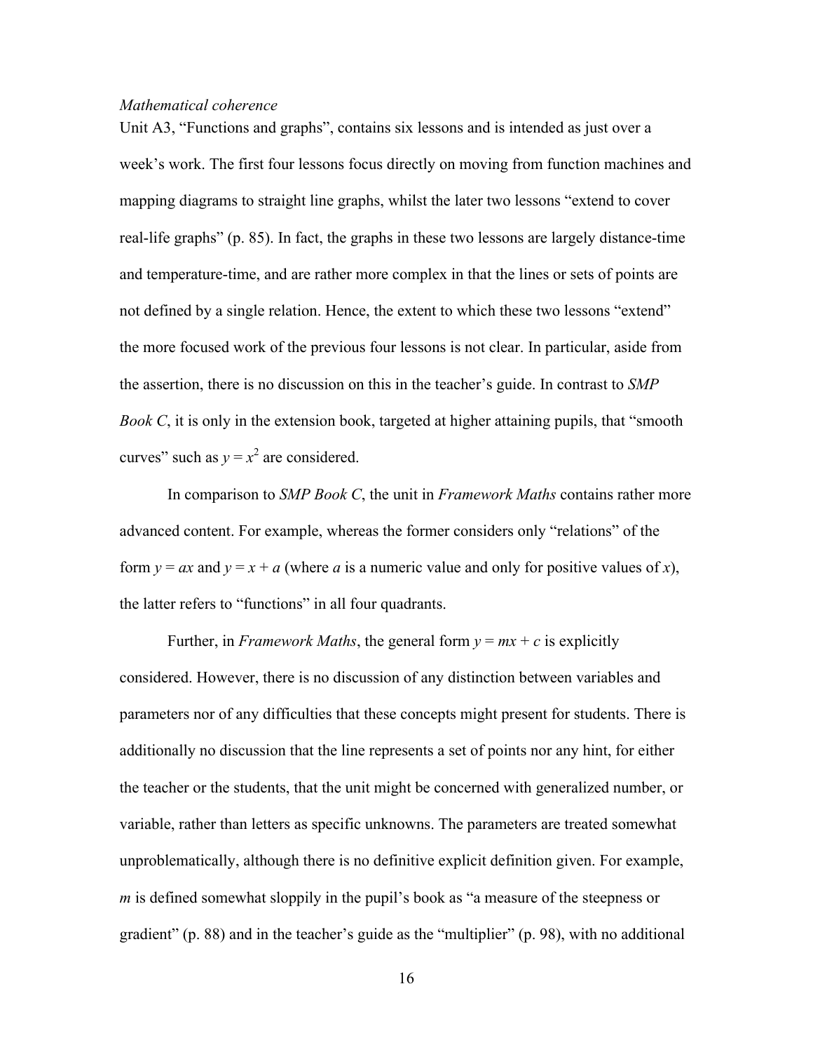*Mathematical coherence*

Unit A3, "Functions and graphs", contains six lessons and is intended as just over a week's work. The first four lessons focus directly on moving from function machines and mapping diagrams to straight line graphs, whilst the later two lessons "extend to cover real-life graphs" (p. 85). In fact, the graphs in these two lessons are largely distance-time and temperature-time, and are rather more complex in that the lines or sets of points are not defined by a single relation. Hence, the extent to which these two lessons "extend" the more focused work of the previous four lessons is not clear. In particular, aside from the assertion, there is no discussion on this in the teacher's guide. In contrast to *SMP Book C*, it is only in the extension book, targeted at higher attaining pupils, that "smooth curves" such as $y = x^2$ are considered.

In comparison to *SMP Book C*, the unit in *Framework Maths* contains rather more advanced content. For example, whereas the former considers only "relations" of the form $y = ax$ and $y = x + a$ (where $a$ is a numeric value and only for positive values of $x$), the latter refers to "functions" in all four quadrants.

Further, in *Framework Maths*, the general form $y = mx + c$ is explicitly considered. However, there is no discussion of any distinction between variables and parameters nor of any difficulties that these concepts might present for students. There is additionally no discussion that the line represents a set of points nor any hint, for either the teacher or the students, that the unit might be concerned with generalized number, or variable, rather than letters as specific unknowns. The parameters are treated somewhat unproblematically, although there is no definitive explicit definition given. For example, $m$ is defined somewhat sloppily in the pupil's book as "a measure of the steepness or gradient" (p. 88) and in the teacher's guide as the "multiplier" (p. 98), with no additional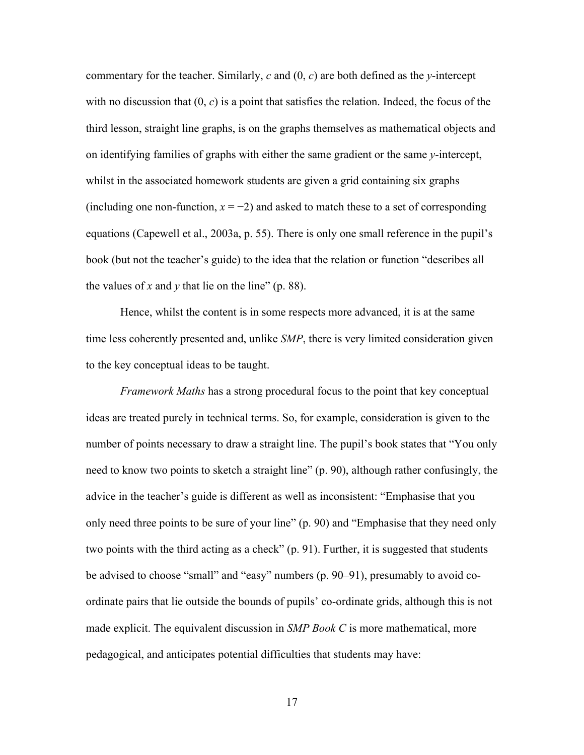commentary for the teacher. Similarly, $c$ and $(0, c)$ are both defined as the $y$-intercept with no discussion that $(0, c)$ is a point that satisfies the relation. Indeed, the focus of the third lesson, straight line graphs, is on the graphs themselves as mathematical objects and on identifying families of graphs with either the same gradient or the same $y$-intercept, whilst in the associated homework students are given a grid containing six graphs (including one non-function, $x = -2$) and asked to match these to a set of corresponding equations (Capewell et al., 2003a, p. 55). There is only one small reference in the pupil's book (but not the teacher's guide) to the idea that the relation or function "describes all the values of $x$ and $y$ that lie on the line" (p. 88).

Hence, whilst the content is in some respects more advanced, it is at the same time less coherently presented and, unlike *SMP*, there is very limited consideration given to the key conceptual ideas to be taught.

*Framework Maths* has a strong procedural focus to the point that key conceptual ideas are treated purely in technical terms. So, for example, consideration is given to the number of points necessary to draw a straight line. The pupil's book states that "You only need to know two points to sketch a straight line" (p. 90), although rather confusingly, the advice in the teacher's guide is different as well as inconsistent: "Emphasise that you only need three points to be sure of your line" (p. 90) and "Emphasise that they need only two points with the third acting as a check" (p. 91). Further, it is suggested that students be advised to choose "small" and "easy" numbers (p. 90–91), presumably to avoid co-ordinate pairs that lie outside the bounds of pupils' co-ordinate grids, although this is not made explicit. The equivalent discussion in *SMP Book C* is more mathematical, more pedagogical, and anticipates potential difficulties that students may have: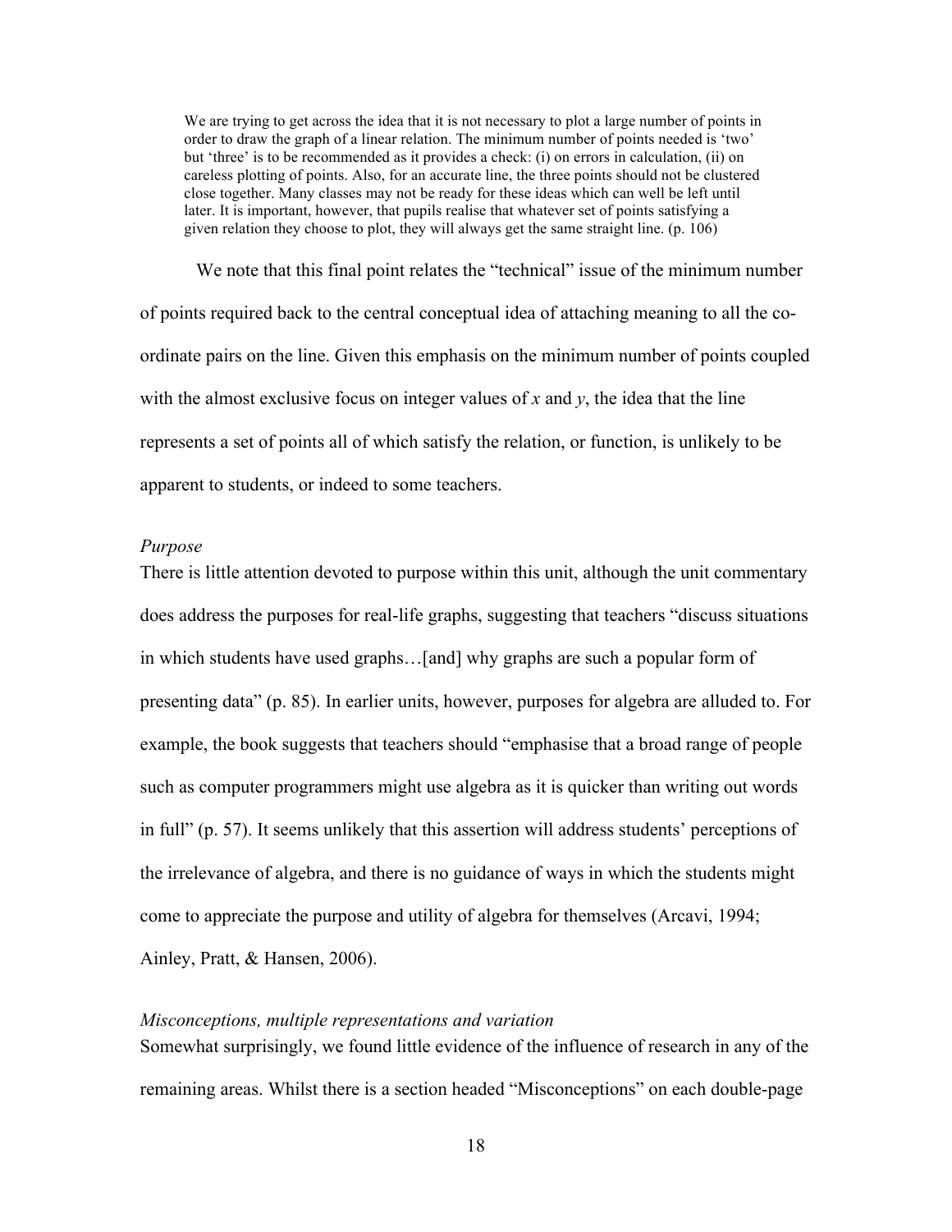> We are trying to get across the idea that it is not necessary to plot a large number of points in order to draw the graph of a linear relation. The minimum number of points needed is 'two' but 'three' is to be recommended as it provides a check: (i) on errors in calculation, (ii) on careless plotting of points. Also, for an accurate line, the three points should not be clustered close together. Many classes may not be ready for these ideas which can well be left until later. It is important, however, that pupils realise that whatever set of points satisfying a given relation they choose to plot, they will always get the same straight line. (p. 106)

We note that this final point relates the "technical" issue of the minimum number of points required back to the central conceptual idea of attaching meaning to all the co-ordinate pairs on the line. Given this emphasis on the minimum number of points coupled with the almost exclusive focus on integer values of $x$ and $y$, the idea that the line represents a set of points all of which satisfy the relation, or function, is unlikely to be apparent to students, or indeed to some teachers.

*Purpose*

There is little attention devoted to purpose within this unit, although the unit commentary does address the purposes for real-life graphs, suggesting that teachers "discuss situations in which students have used graphs…[and] why graphs are such a popular form of presenting data" (p. 85). In earlier units, however, purposes for algebra are alluded to. For example, the book suggests that teachers should "emphasise that a broad range of people such as computer programmers might use algebra as it is quicker than writing out words in full" (p. 57). It seems unlikely that this assertion will address students' perceptions of the irrelevance of algebra, and there is no guidance of ways in which the students might come to appreciate the purpose and utility of algebra for themselves (Arcavi, 1994; Ainley, Pratt, & Hansen, 2006).

*Misconceptions, multiple representations and variation*

Somewhat surprisingly, we found little evidence of the influence of research in any of the remaining areas. Whilst there is a section headed "Misconceptions" on each double-page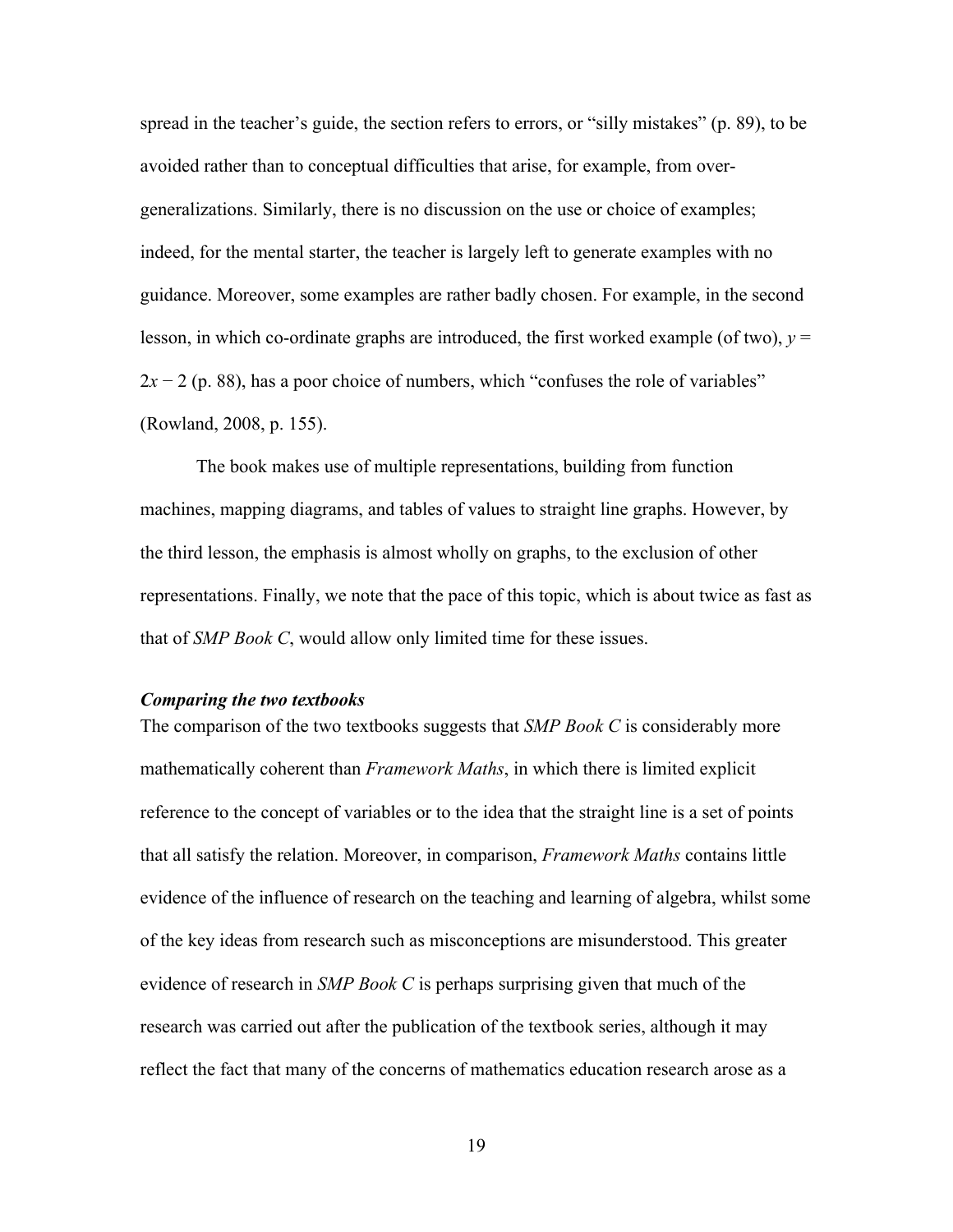spread in the teacher's guide, the section refers to errors, or "silly mistakes" (p. 89), to be avoided rather than to conceptual difficulties that arise, for example, from over-generalizations. Similarly, there is no discussion on the use or choice of examples; indeed, for the mental starter, the teacher is largely left to generate examples with no guidance. Moreover, some examples are rather badly chosen. For example, in the second lesson, in which co-ordinate graphs are introduced, the first worked example (of two), $y = 2x - 2$ (p. 88), has a poor choice of numbers, which "confuses the role of variables" (Rowland, 2008, p. 155).

The book makes use of multiple representations, building from function machines, mapping diagrams, and tables of values to straight line graphs. However, by the third lesson, the emphasis is almost wholly on graphs, to the exclusion of other representations. Finally, we note that the pace of this topic, which is about twice as fast as that of *SMP Book C*, would allow only limited time for these issues.

***Comparing the two textbooks***

The comparison of the two textbooks suggests that *SMP Book C* is considerably more mathematically coherent than *Framework Maths*, in which there is limited explicit reference to the concept of variables or to the idea that the straight line is a set of points that all satisfy the relation. Moreover, in comparison, *Framework Maths* contains little evidence of the influence of research on the teaching and learning of algebra, whilst some of the key ideas from research such as misconceptions are misunderstood. This greater evidence of research in *SMP Book C* is perhaps surprising given that much of the research was carried out after the publication of the textbook series, although it may reflect the fact that many of the concerns of mathematics education research arose as a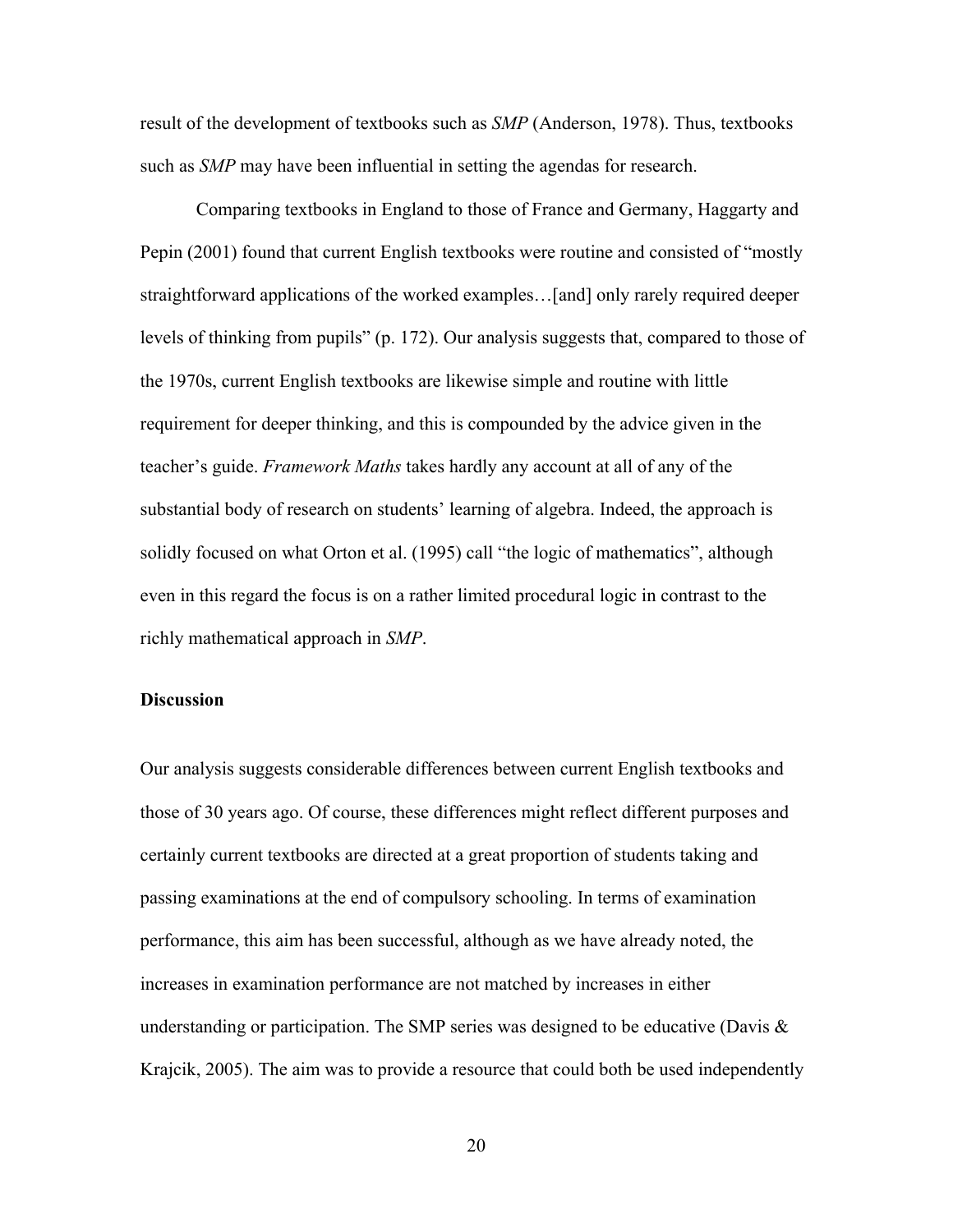result of the development of textbooks such as *SMP* (Anderson, 1978). Thus, textbooks such as *SMP* may have been influential in setting the agendas for research.

Comparing textbooks in England to those of France and Germany, Haggarty and Pepin (2001) found that current English textbooks were routine and consisted of "mostly straightforward applications of the worked examples…[and] only rarely required deeper levels of thinking from pupils" (p. 172). Our analysis suggests that, compared to those of the 1970s, current English textbooks are likewise simple and routine with little requirement for deeper thinking, and this is compounded by the advice given in the teacher's guide. *Framework Maths* takes hardly any account at all of any of the substantial body of research on students' learning of algebra. Indeed, the approach is solidly focused on what Orton et al. (1995) call "the logic of mathematics", although even in this regard the focus is on a rather limited procedural logic in contrast to the richly mathematical approach in *SMP*.

**Discussion**

Our analysis suggests considerable differences between current English textbooks and those of 30 years ago. Of course, these differences might reflect different purposes and certainly current textbooks are directed at a great proportion of students taking and passing examinations at the end of compulsory schooling. In terms of examination performance, this aim has been successful, although as we have already noted, the increases in examination performance are not matched by increases in either understanding or participation. The SMP series was designed to be educative (Davis & Krajcik, 2005). The aim was to provide a resource that could both be used independently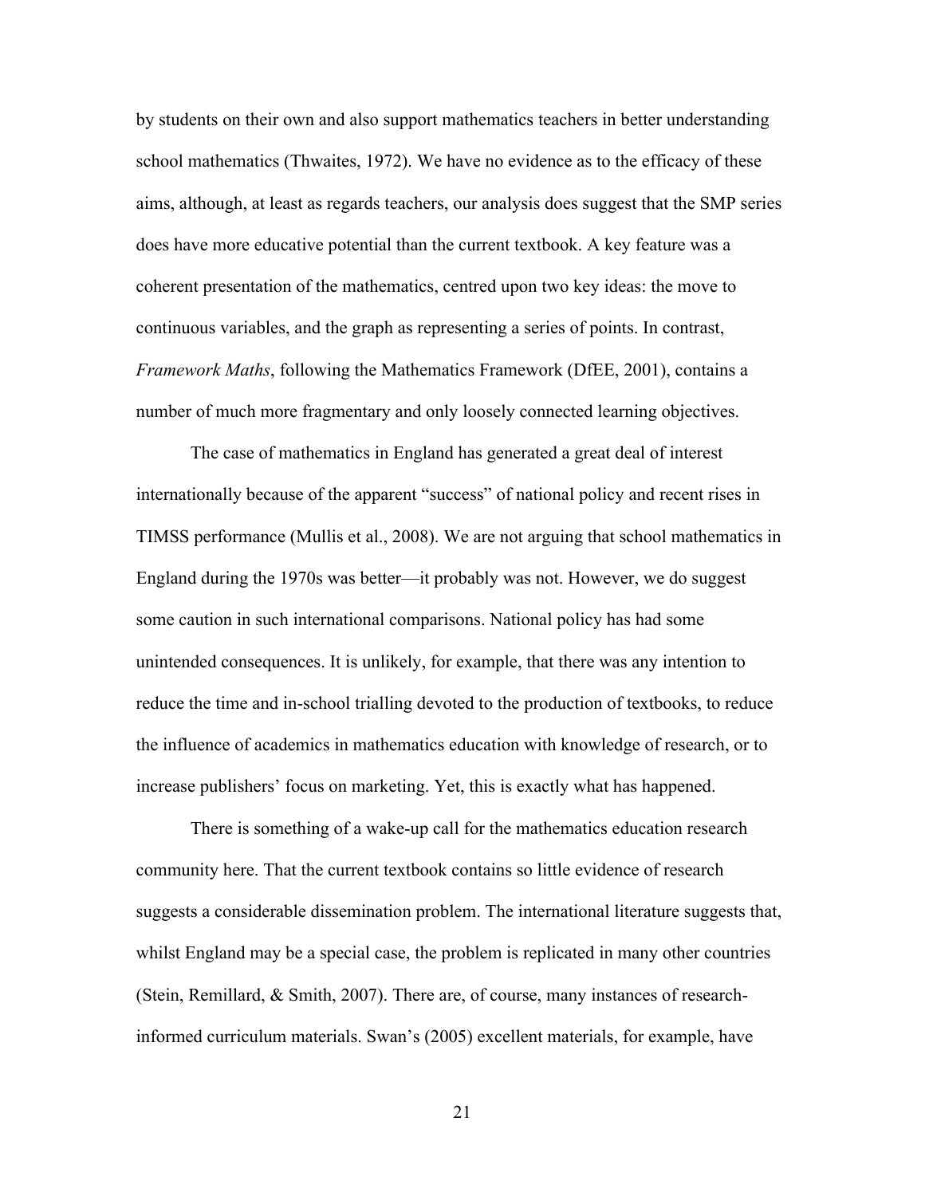by students on their own and also support mathematics teachers in better understanding school mathematics (Thwaites, 1972). We have no evidence as to the efficacy of these aims, although, at least as regards teachers, our analysis does suggest that the SMP series does have more educative potential than the current textbook. A key feature was a coherent presentation of the mathematics, centred upon two key ideas: the move to continuous variables, and the graph as representing a series of points. In contrast, *Framework Maths*, following the Mathematics Framework (DfEE, 2001), contains a number of much more fragmentary and only loosely connected learning objectives.

The case of mathematics in England has generated a great deal of interest internationally because of the apparent "success" of national policy and recent rises in TIMSS performance (Mullis et al., 2008). We are not arguing that school mathematics in England during the 1970s was better—it probably was not. However, we do suggest some caution in such international comparisons. National policy has had some unintended consequences. It is unlikely, for example, that there was any intention to reduce the time and in-school trialling devoted to the production of textbooks, to reduce the influence of academics in mathematics education with knowledge of research, or to increase publishers' focus on marketing. Yet, this is exactly what has happened.

There is something of a wake-up call for the mathematics education research community here. That the current textbook contains so little evidence of research suggests a considerable dissemination problem. The international literature suggests that, whilst England may be a special case, the problem is replicated in many other countries (Stein, Remillard, & Smith, 2007). There are, of course, many instances of research-informed curriculum materials. Swan's (2005) excellent materials, for example, have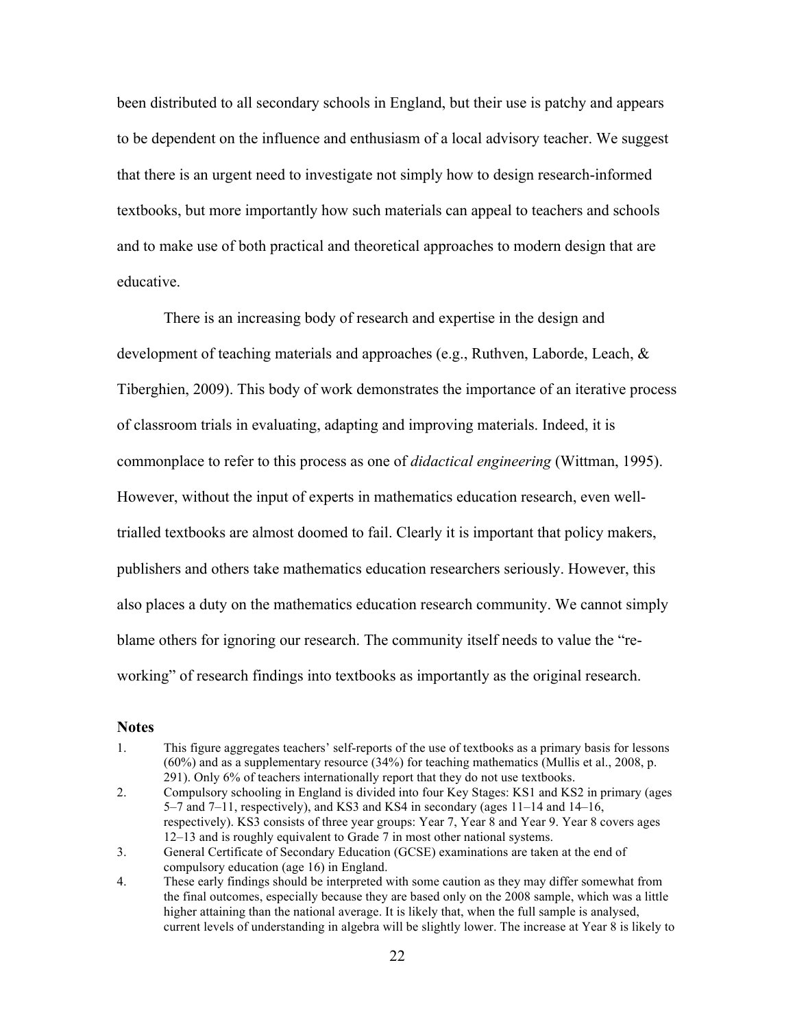been distributed to all secondary schools in England, but their use is patchy and appears to be dependent on the influence and enthusiasm of a local advisory teacher. We suggest that there is an urgent need to investigate not simply how to design research-informed textbooks, but more importantly how such materials can appeal to teachers and schools and to make use of both practical and theoretical approaches to modern design that are educative.

There is an increasing body of research and expertise in the design and development of teaching materials and approaches (e.g., Ruthven, Laborde, Leach, & Tiberghien, 2009). This body of work demonstrates the importance of an iterative process of classroom trials in evaluating, adapting and improving materials. Indeed, it is commonplace to refer to this process as one of *didactical engineering* (Wittman, 1995). However, without the input of experts in mathematics education research, even well-trialled textbooks are almost doomed to fail. Clearly it is important that policy makers, publishers and others take mathematics education researchers seriously. However, this also places a duty on the mathematics education research community. We cannot simply blame others for ignoring our research. The community itself needs to value the "re-working" of research findings into textbooks as importantly as the original research.

## Notes

1. This figure aggregates teachers' self-reports of the use of textbooks as a primary basis for lessons (60%) and as a supplementary resource (34%) for teaching mathematics (Mullis et al., 2008, p. 291). Only 6% of teachers internationally report that they do not use textbooks.
2. Compulsory schooling in England is divided into four Key Stages: KS1 and KS2 in primary (ages 5–7 and 7–11, respectively), and KS3 and KS4 in secondary (ages 11–14 and 14–16, respectively). KS3 consists of three year groups: Year 7, Year 8 and Year 9. Year 8 covers ages 12–13 and is roughly equivalent to Grade 7 in most other national systems.
3. General Certificate of Secondary Education (GCSE) examinations are taken at the end of compulsory education (age 16) in England.
4. These early findings should be interpreted with some caution as they may differ somewhat from the final outcomes, especially because they are based only on the 2008 sample, which was a little higher attaining than the national average. It is likely that, when the full sample is analysed, current levels of understanding in algebra will be slightly lower. The increase at Year 8 is likely to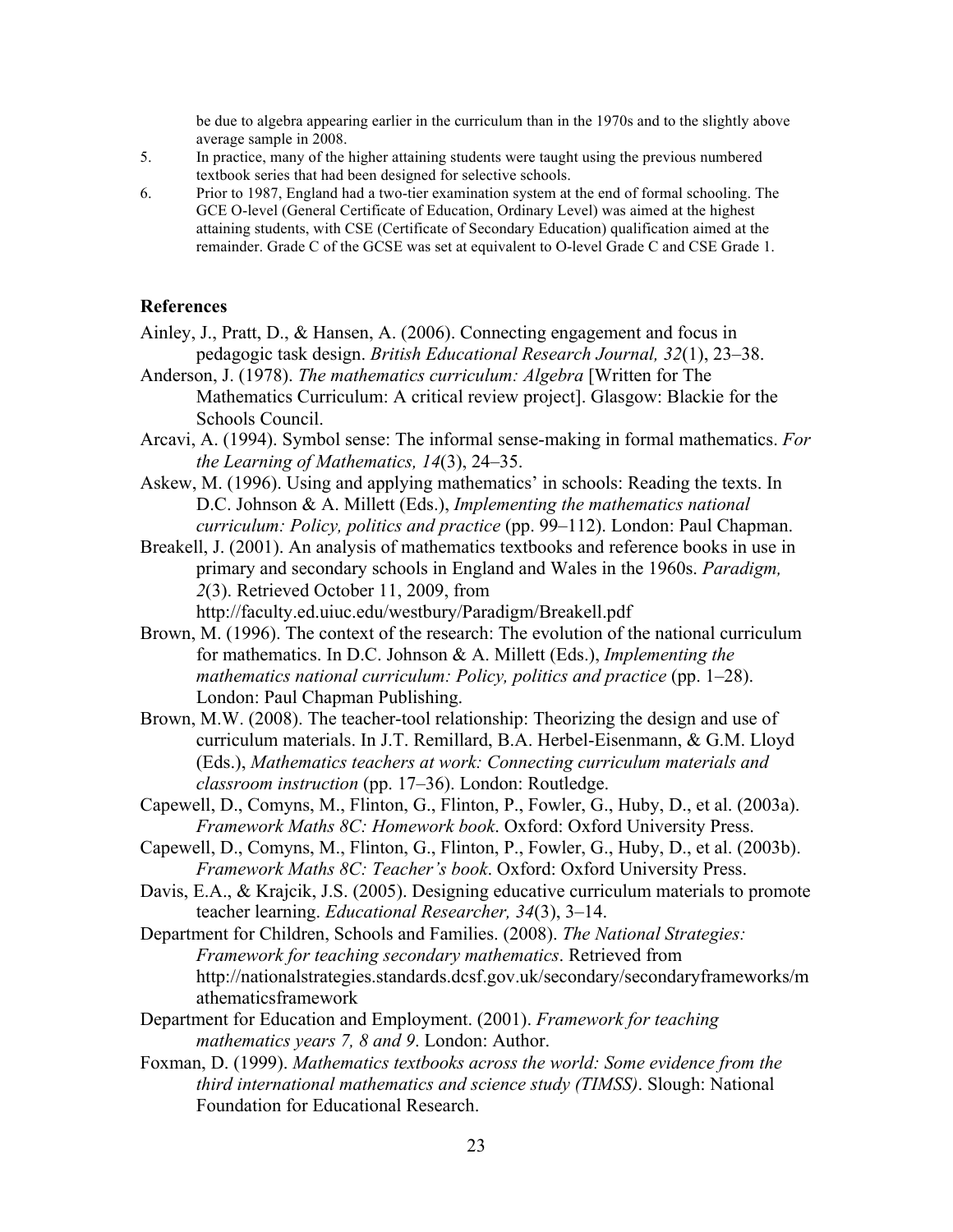be due to algebra appearing earlier in the curriculum than in the 1970s and to the slightly above average sample in 2008.

5. In practice, many of the higher attaining students were taught using the previous numbered textbook series that had been designed for selective schools.
6. Prior to 1987, England had a two-tier examination system at the end of formal schooling. The GCE O-level (General Certificate of Education, Ordinary Level) was aimed at the highest attaining students, with CSE (Certificate of Secondary Education) qualification aimed at the remainder. Grade C of the GCSE was set at equivalent to O-level Grade C and CSE Grade 1.

## References

Ainley, J., Pratt, D., & Hansen, A. (2006). Connecting engagement and focus in pedagogic task design. *British Educational Research Journal, 32*(1), 23–38.

Anderson, J. (1978). *The mathematics curriculum: Algebra* [Written for The Mathematics Curriculum: A critical review project]. Glasgow: Blackie for the Schools Council.

Arcavi, A. (1994). Symbol sense: The informal sense-making in formal mathematics. *For the Learning of Mathematics, 14*(3), 24–35.

Askew, M. (1996). Using and applying mathematics' in schools: Reading the texts. In D.C. Johnson & A. Millett (Eds.), *Implementing the mathematics national curriculum: Policy, politics and practice* (pp. 99–112). London: Paul Chapman.

Breakell, J. (2001). An analysis of mathematics textbooks and reference books in use in primary and secondary schools in England and Wales in the 1960s. *Paradigm, 2*(3). Retrieved October 11, 2009, from http://faculty.ed.uiuc.edu/westbury/Paradigm/Breakell.pdf

Brown, M. (1996). The context of the research: The evolution of the national curriculum for mathematics. In D.C. Johnson & A. Millett (Eds.), *Implementing the mathematics national curriculum: Policy, politics and practice* (pp. 1–28). London: Paul Chapman Publishing.

Brown, M.W. (2008). The teacher-tool relationship: Theorizing the design and use of curriculum materials. In J.T. Remillard, B.A. Herbel-Eisenmann, & G.M. Lloyd (Eds.), *Mathematics teachers at work: Connecting curriculum materials and classroom instruction* (pp. 17–36). London: Routledge.

Capewell, D., Comyns, M., Flinton, G., Flinton, P., Fowler, G., Huby, D., et al. (2003a). *Framework Maths 8C: Homework book*. Oxford: Oxford University Press.

Capewell, D., Comyns, M., Flinton, G., Flinton, P., Fowler, G., Huby, D., et al. (2003b). *Framework Maths 8C: Teacher's book*. Oxford: Oxford University Press.

Davis, E.A., & Krajcik, J.S. (2005). Designing educative curriculum materials to promote teacher learning. *Educational Researcher, 34*(3), 3–14.

Department for Children, Schools and Families. (2008). *The National Strategies: Framework for teaching secondary mathematics*. Retrieved from http://nationalstrategies.standards.dcsf.gov.uk/secondary/secondaryframeworks/mathematicsframework

Department for Education and Employment. (2001). *Framework for teaching mathematics years 7, 8 and 9*. London: Author.

Foxman, D. (1999). *Mathematics textbooks across the world: Some evidence from the third international mathematics and science study (TIMSS)*. Slough: National Foundation for Educational Research.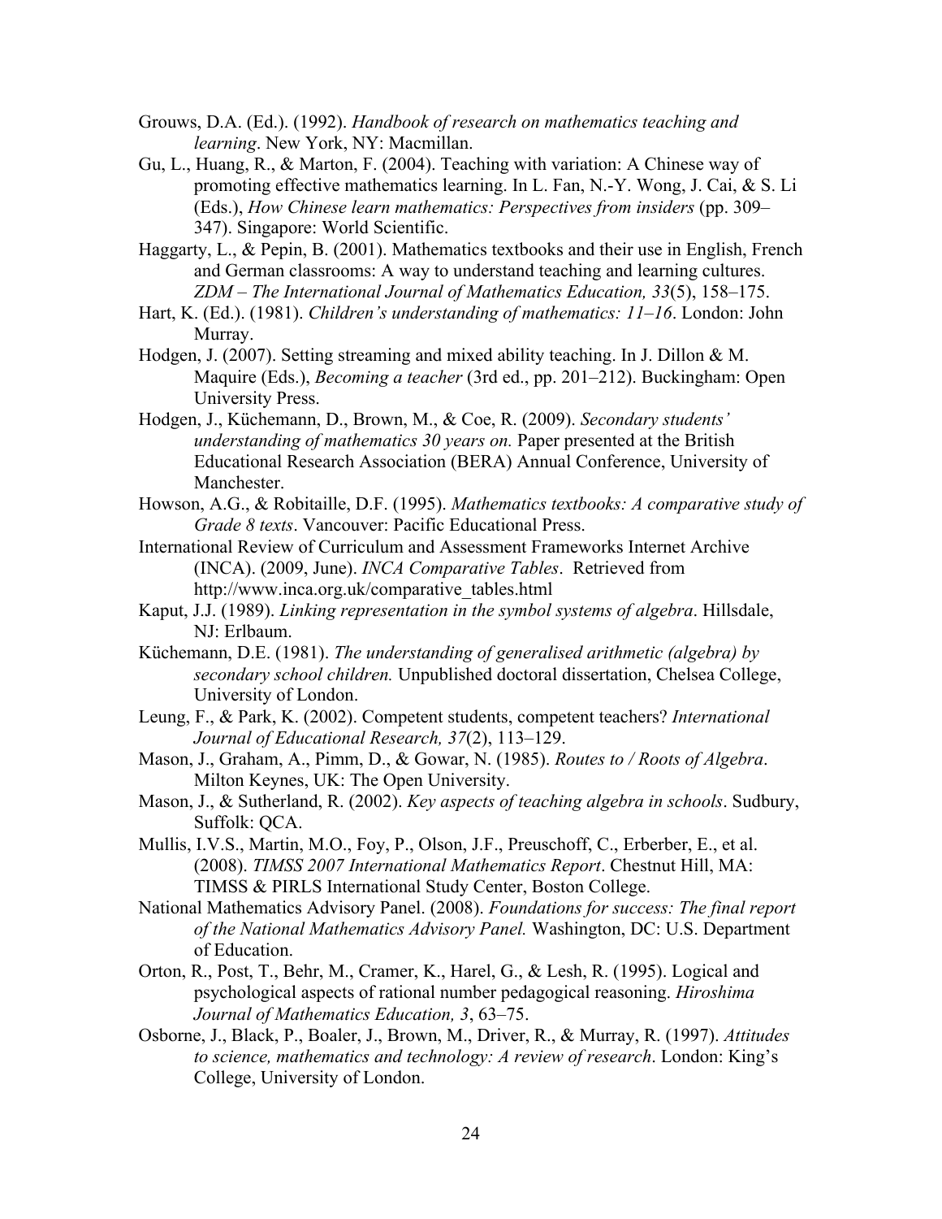Grouws, D.A. (Ed.). (1992). *Handbook of research on mathematics teaching and learning*. New York, NY: Macmillan.

Gu, L., Huang, R., & Marton, F. (2004). Teaching with variation: A Chinese way of promoting effective mathematics learning. In L. Fan, N.-Y. Wong, J. Cai, & S. Li (Eds.), *How Chinese learn mathematics: Perspectives from insiders* (pp. 309–347). Singapore: World Scientific.

Haggarty, L., & Pepin, B. (2001). Mathematics textbooks and their use in English, French and German classrooms: A way to understand teaching and learning cultures. *ZDM – The International Journal of Mathematics Education, 33*(5), 158–175.

Hart, K. (Ed.). (1981). *Children's understanding of mathematics: 11–16*. London: John Murray.

Hodgen, J. (2007). Setting streaming and mixed ability teaching. In J. Dillon & M. Maquire (Eds.), *Becoming a teacher* (3rd ed., pp. 201–212). Buckingham: Open University Press.

Hodgen, J., Küchemann, D., Brown, M., & Coe, R. (2009). *Secondary students' understanding of mathematics 30 years on.* Paper presented at the British Educational Research Association (BERA) Annual Conference, University of Manchester.

Howson, A.G., & Robitaille, D.F. (1995). *Mathematics textbooks: A comparative study of Grade 8 texts*. Vancouver: Pacific Educational Press.

International Review of Curriculum and Assessment Frameworks Internet Archive (INCA). (2009, June). *INCA Comparative Tables*. Retrieved from http://www.inca.org.uk/comparative_tables.html

Kaput, J.J. (1989). *Linking representation in the symbol systems of algebra*. Hillsdale, NJ: Erlbaum.

Küchemann, D.E. (1981). *The understanding of generalised arithmetic (algebra) by secondary school children.* Unpublished doctoral dissertation, Chelsea College, University of London.

Leung, F., & Park, K. (2002). Competent students, competent teachers? *International Journal of Educational Research, 37*(2), 113–129.

Mason, J., Graham, A., Pimm, D., & Gowar, N. (1985). *Routes to / Roots of Algebra*. Milton Keynes, UK: The Open University.

Mason, J., & Sutherland, R. (2002). *Key aspects of teaching algebra in schools*. Sudbury, Suffolk: QCA.

Mullis, I.V.S., Martin, M.O., Foy, P., Olson, J.F., Preuschoff, C., Erberber, E., et al. (2008). *TIMSS 2007 International Mathematics Report*. Chestnut Hill, MA: TIMSS & PIRLS International Study Center, Boston College.

National Mathematics Advisory Panel. (2008). *Foundations for success: The final report of the National Mathematics Advisory Panel.* Washington, DC: U.S. Department of Education.

Orton, R., Post, T., Behr, M., Cramer, K., Harel, G., & Lesh, R. (1995). Logical and psychological aspects of rational number pedagogical reasoning. *Hiroshima Journal of Mathematics Education, 3*, 63–75.

Osborne, J., Black, P., Boaler, J., Brown, M., Driver, R., & Murray, R. (1997). *Attitudes to science, mathematics and technology: A review of research*. London: King's College, University of London.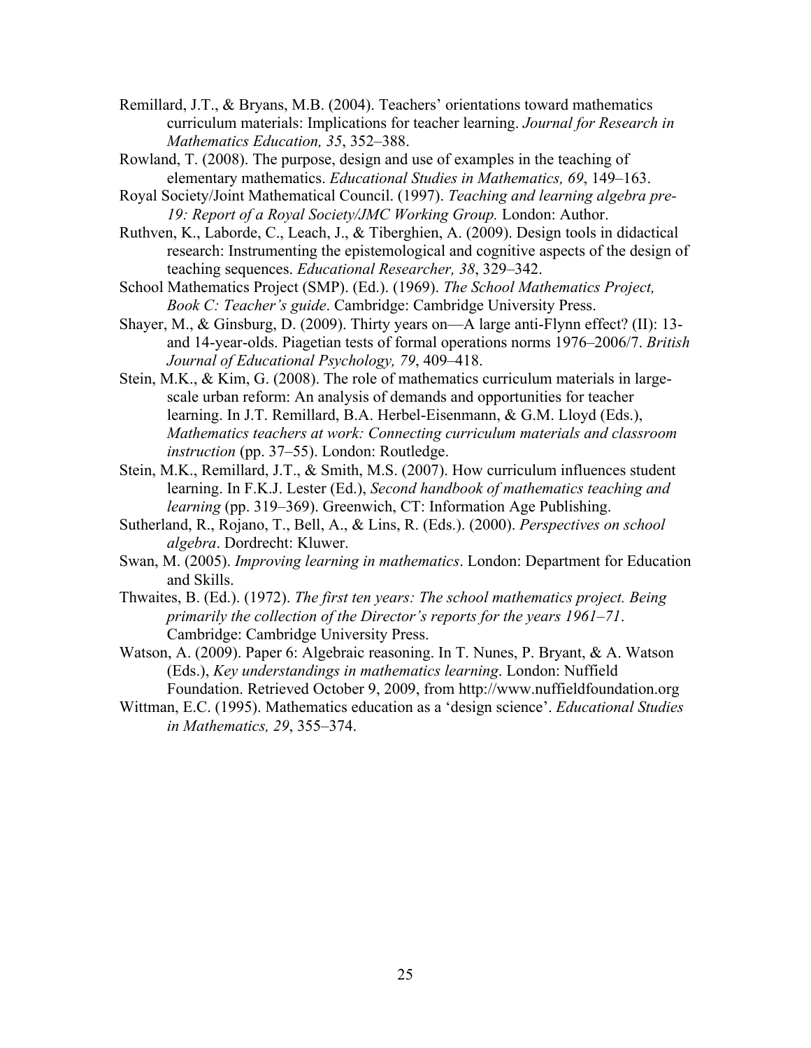Remillard, J.T., & Bryans, M.B. (2004). Teachers' orientations toward mathematics curriculum materials: Implications for teacher learning. *Journal for Research in Mathematics Education, 35*, 352–388.

Rowland, T. (2008). The purpose, design and use of examples in the teaching of elementary mathematics. *Educational Studies in Mathematics, 69*, 149–163.

Royal Society/Joint Mathematical Council. (1997). *Teaching and learning algebra pre-19: Report of a Royal Society/JMC Working Group.* London: Author.

Ruthven, K., Laborde, C., Leach, J., & Tiberghien, A. (2009). Design tools in didactical research: Instrumenting the epistemological and cognitive aspects of the design of teaching sequences. *Educational Researcher, 38*, 329–342.

School Mathematics Project (SMP). (Ed.). (1969). *The School Mathematics Project, Book C: Teacher's guide*. Cambridge: Cambridge University Press.

Shayer, M., & Ginsburg, D. (2009). Thirty years on—A large anti-Flynn effect? (II): 13- and 14-year-olds. Piagetian tests of formal operations norms 1976–2006/7. *British Journal of Educational Psychology, 79*, 409–418.

Stein, M.K., & Kim, G. (2008). The role of mathematics curriculum materials in large-scale urban reform: An analysis of demands and opportunities for teacher learning. In J.T. Remillard, B.A. Herbel-Eisenmann, & G.M. Lloyd (Eds.), *Mathematics teachers at work: Connecting curriculum materials and classroom instruction* (pp. 37–55). London: Routledge.

Stein, M.K., Remillard, J.T., & Smith, M.S. (2007). How curriculum influences student learning. In F.K.J. Lester (Ed.), *Second handbook of mathematics teaching and learning* (pp. 319–369). Greenwich, CT: Information Age Publishing.

Sutherland, R., Rojano, T., Bell, A., & Lins, R. (Eds.). (2000). *Perspectives on school algebra*. Dordrecht: Kluwer.

Swan, M. (2005). *Improving learning in mathematics*. London: Department for Education and Skills.

Thwaites, B. (Ed.). (1972). *The first ten years: The school mathematics project. Being primarily the collection of the Director's reports for the years 1961–71*. Cambridge: Cambridge University Press.

Watson, A. (2009). Paper 6: Algebraic reasoning. In T. Nunes, P. Bryant, & A. Watson (Eds.), *Key understandings in mathematics learning*. London: Nuffield Foundation. Retrieved October 9, 2009, from http://www.nuffieldfoundation.org

Wittman, E.C. (1995). Mathematics education as a 'design science'. *Educational Studies in Mathematics, 29*, 355–374.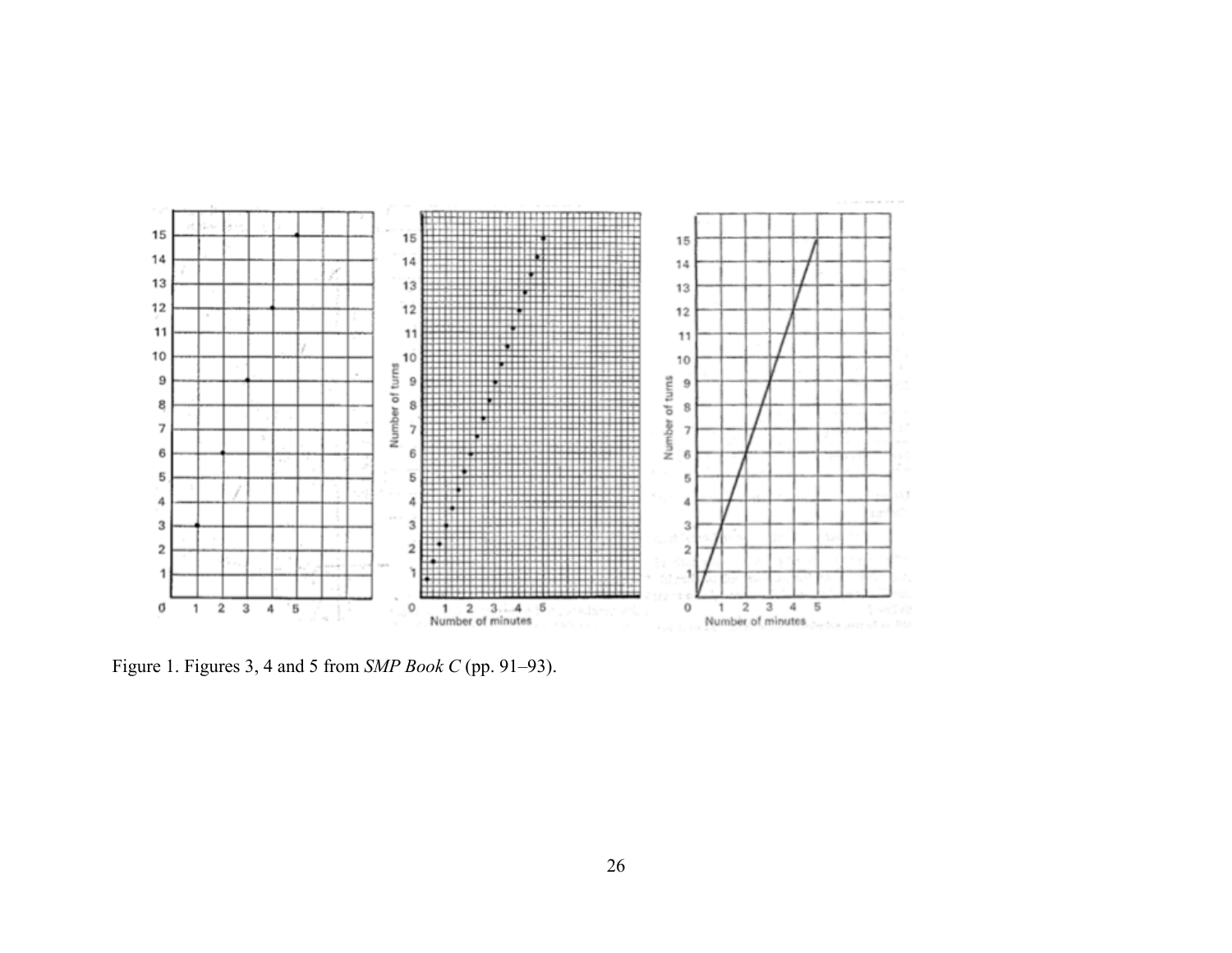15
14
13
12
11
10
9
8
7
6
5
4
3
2
1
0
1 2 3 4 5

Number of turns
15
14
13
12
11
10
9
8
7
6
5
4
3
2
1
0
1 2 3 4 5
Number of minutes

Number of turns
15
14
13
12
11
10
9
8
7
6
5
4
3
2
1
0
1 2 3 4 5
Number of minutes

Figure 1. Figures 3, 4 and 5 from *SMP Book C* (pp. 91–93).